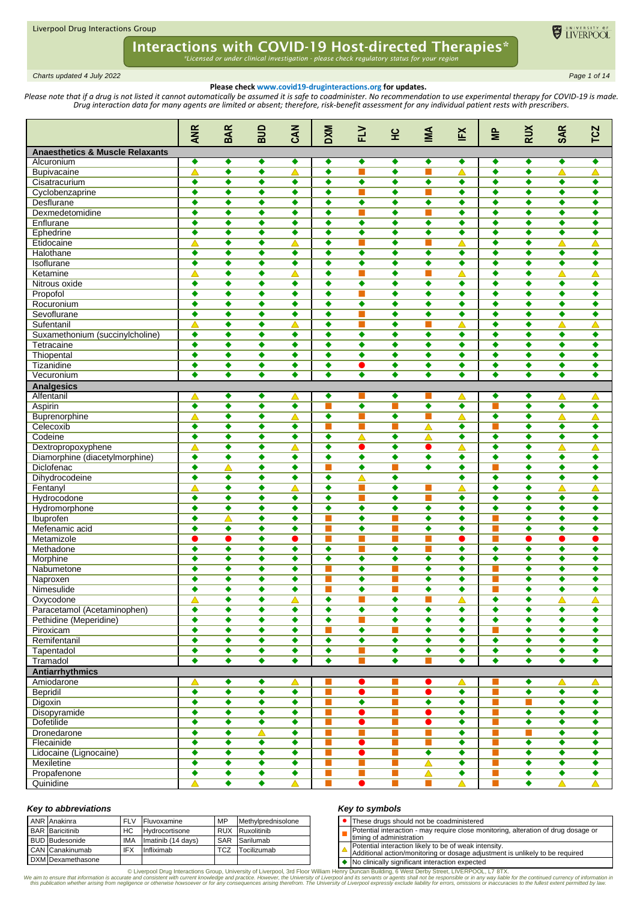# Interactions with COVID-19 Host-directed Therapies*

*\*Licensed or under clinical investigation - please check regulatory status for your region*

*Charts updated 4 July 2022*

**Please check www.covid19-druginteractions.org for updates.**

*Please note that if a drug is not listed it cannot automatically be assumed it is safe to coadminister. No recommendation to use experimental therapy for COVID-19 is made. Drug interaction data for many agents are limited or absent; therefore, risk-benefit assessment for any individual patient rests with prescribers.*

| | ANR | BAR | BUD | CAN | DXM | FLV | HC | IMA | IFX | MP | RUX | SAR | TCZ |
|---|---|---|---|---|---|---|---|---|---|---|---|---|---|
| **Anaesthetics & Muscle Relaxants** | | | | | | | | | | | | | |
| Alcuronium | ◆ | ◆ | ◆ | ◆ | ◆ | ◆ | ◆ | ◆ | ◆ | ◆ | ◆ | ◆ | ◆ |
| Bupivacaine | ▲ | ◆ | ◆ | ▲ | ◆ | ■ | ◆ | ■ | ▲ | ◆ | ◆ | ▲ | ▲ |
| Cisatracurium | ◆ | ◆ | ◆ | ◆ | ◆ | ◆ | ◆ | ◆ | ◆ | ◆ | ◆ | ◆ | ◆ |
| Cyclobenzaprine | ◆ | ◆ | ◆ | ◆ | ◆ | ■ | ◆ | ■ | ◆ | ◆ | ◆ | ◆ | ◆ |
| Desflurane | ◆ | ◆ | ◆ | ◆ | ◆ | ◆ | ◆ | ◆ | ◆ | ◆ | ◆ | ◆ | ◆ |
| Dexmedetomidine | ◆ | ◆ | ◆ | ◆ | ◆ | ■ | ◆ | ■ | ◆ | ◆ | ◆ | ◆ | ◆ |
| Enflurane | ◆ | ◆ | ◆ | ◆ | ◆ | ◆ | ◆ | ◆ | ◆ | ◆ | ◆ | ◆ | ◆ |
| Ephedrine | ◆ | ◆ | ◆ | ◆ | ◆ | ◆ | ◆ | ◆ | ◆ | ◆ | ◆ | ◆ | ◆ |
| Etidocaine | ▲ | ◆ | ◆ | ▲ | ◆ | ■ | ◆ | ■ | ▲ | ◆ | ◆ | ▲ | ▲ |
| Halothane | ◆ | ◆ | ◆ | ◆ | ◆ | ◆ | ◆ | ◆ | ◆ | ◆ | ◆ | ◆ | ◆ |
| Isoflurane | ◆ | ◆ | ◆ | ◆ | ◆ | ◆ | ◆ | ◆ | ◆ | ◆ | ◆ | ◆ | ◆ |
| Ketamine | ▲ | ◆ | ◆ | ▲ | ◆ | ■ | ◆ | ■ | ▲ | ◆ | ◆ | ▲ | ▲ |
| Nitrous oxide | ◆ | ◆ | ◆ | ◆ | ◆ | ◆ | ◆ | ◆ | ◆ | ◆ | ◆ | ◆ | ◆ |
| Propofol | ◆ | ◆ | ◆ | ◆ | ◆ | ■ | ◆ | ◆ | ◆ | ◆ | ◆ | ◆ | ◆ |
| Rocuronium | ◆ | ◆ | ◆ | ◆ | ◆ | ◆ | ◆ | ◆ | ◆ | ◆ | ◆ | ◆ | ◆ |
| Sevoflurane | ◆ | ◆ | ◆ | ◆ | ◆ | ■ | ◆ | ◆ | ◆ | ◆ | ◆ | ◆ | ◆ |
| Sufentanil | ▲ | ◆ | ◆ | ▲ | ◆ | ■ | ◆ | ■ | ▲ | ◆ | ◆ | ▲ | ▲ |
| Suxamethonium (succinylcholine) | ◆ | ◆ | ◆ | ◆ | ◆ | ◆ | ◆ | ◆ | ◆ | ◆ | ◆ | ◆ | ◆ |
| Tetracaine | ◆ | ◆ | ◆ | ◆ | ◆ | ◆ | ◆ | ◆ | ◆ | ◆ | ◆ | ◆ | ◆ |
| Thiopental | ◆ | ◆ | ◆ | ◆ | ◆ | ◆ | ◆ | ◆ | ◆ | ◆ | ◆ | ◆ | ◆ |
| Tizanidine | ◆ | ◆ | ◆ | ◆ | ◆ | ● | ◆ | ◆ | ◆ | ◆ | ◆ | ◆ | ◆ |
| Vecuronium | ◆ | ◆ | ◆ | ◆ | ◆ | ◆ | ◆ | ◆ | ◆ | ◆ | ◆ | ◆ | ◆ |
| **Analgesics** | | | | | | | | | | | | | |
| Alfentanil | ▲ | ◆ | ◆ | ▲ | ◆ | ■ | ◆ | ■ | ▲ | ◆ | ◆ | ▲ | ▲ |
| Aspirin | ◆ | ◆ | ◆ | ◆ | ■ | ◆ | ■ | ◆ | ◆ | ■ | ◆ | ◆ | ◆ |
| Buprenorphine | ▲ | ◆ | ◆ | ▲ | ◆ | ■ | ◆ | ■ | ▲ | ◆ | ◆ | ▲ | ▲ |
| Celecoxib | ◆ | ◆ | ◆ | ◆ | ■ | ■ | ■ | ▲ | ◆ | ■ | ◆ | ◆ | ◆ |
| Codeine | ◆ | ◆ | ◆ | ◆ | ◆ | ▲ | ◆ | ▲ | ◆ | ◆ | ◆ | ◆ | ◆ |
| Dextropropoxyphene | ▲ | ◆ | ◆ | ▲ | ◆ | ● | ◆ | ● | ▲ | ◆ | ◆ | ▲ | ▲ |
| Diamorphine (diacetylmorphine) | ◆ | ◆ | ◆ | ◆ | ◆ | ◆ | ◆ | ◆ | ◆ | ◆ | ◆ | ◆ | ◆ |
| Diclofenac | ◆ | ▲ | ◆ | ◆ | ■ | ◆ | ■ | ◆ | ◆ | ■ | ◆ | ◆ | ◆ |
| Dihydrocodeine | ◆ | ◆ | ◆ | ◆ | ◆ | ▲ | ◆ | | ◆ | ◆ | ◆ | ◆ | ◆ |
| Fentanyl | ▲ | ◆ | ◆ | ▲ | ◆ | ■ | ◆ | ■ | ▲ | ◆ | ◆ | ▲ | ▲ |
| Hydrocodone | ◆ | ◆ | ◆ | ◆ | ◆ | ■ | ◆ | ■ | ◆ | ◆ | ◆ | ◆ | ◆ |
| Hydromorphone | ◆ | ◆ | ◆ | ◆ | ◆ | ◆ | ◆ | ◆ | ◆ | ◆ | ◆ | ◆ | ◆ |
| Ibuprofen | ◆ | ▲ | ◆ | ◆ | ■ | ◆ | ■ | ◆ | ◆ | ■ | ◆ | ◆ | ◆ |
| Mefenamic acid | ◆ | ◆ | ◆ | ◆ | ■ | ◆ | ■ | ◆ | ◆ | ■ | ◆ | ◆ | ◆ |
| Metamizole | ● | ● | ◆ | ● | ■ | ■ | ■ | ■ | ● | ■ | ● | ● | ● |
| Methadone | ◆ | ◆ | ◆ | ◆ | ◆ | ■ | ◆ | ■ | ◆ | ◆ | ◆ | ◆ | ◆ |
| Morphine | ◆ | ◆ | ◆ | ◆ | ◆ | ◆ | ◆ | ◆ | ◆ | ◆ | ◆ | ◆ | ◆ |
| Nabumetone | ◆ | ◆ | ◆ | ◆ | ■ | ◆ | ■ | ◆ | ◆ | ■ | ◆ | ◆ | ◆ |
| Naproxen | ◆ | ◆ | ◆ | ◆ | ■ | ◆ | ■ | ◆ | ◆ | ■ | ◆ | ◆ | ◆ |
| Nimesulide | ◆ | ◆ | ◆ | ◆ | ■ | ◆ | ■ | ◆ | ◆ | ■ | ◆ | ◆ | ◆ |
| Oxycodone | ▲ | ◆ | ◆ | ▲ | ◆ | ■ | ◆ | ■ | ▲ | ◆ | ◆ | ▲ | ▲ |
| Paracetamol (Acetaminophen) | ◆ | ◆ | ◆ | ◆ | ◆ | ◆ | ◆ | ◆ | ◆ | ◆ | ◆ | ◆ | ◆ |
| Pethidine (Meperidine) | ◆ | ◆ | ◆ | ◆ | ◆ | ■ | ◆ | ◆ | ◆ | ◆ | ◆ | ◆ | ◆ |
| Piroxicam | ◆ | ◆ | ◆ | ◆ | ■ | ◆ | ■ | ◆ | ◆ | ■ | ◆ | ◆ | ◆ |
| Remifentanil | ◆ | ◆ | ◆ | ◆ | ◆ | ◆ | ◆ | ◆ | ◆ | ◆ | ◆ | ◆ | ◆ |
| Tapentadol | ◆ | ◆ | ◆ | ◆ | ◆ | ■ | ◆ | ◆ | ◆ | ◆ | ◆ | ◆ | ◆ |
| Tramadol | ◆ | ◆ | ◆ | ◆ | ◆ | ■ | ◆ | ■ | ◆ | ◆ | ◆ | ◆ | ◆ |
| **Antiarrhythmics** | | | | | | | | | | | | | |
| Amiodarone | ▲ | ◆ | ◆ | ▲ | ■ | ● | ■ | ● | ▲ | ■ | ◆ | ▲ | ▲ |
| Bepridil | ◆ | ◆ | ◆ | ◆ | ■ | ● | ■ | ● | ◆ | ■ | ◆ | ◆ | ◆ |
| Digoxin | ◆ | ◆ | ◆ | ◆ | ■ | ◆ | ■ | ◆ | ◆ | ■ | ■ | ◆ | ◆ |
| Disopyramide | ◆ | ◆ | ◆ | ◆ | ■ | ● | ■ | ● | ◆ | ■ | ◆ | ◆ | ◆ |
| Dofetilide | ◆ | ◆ | ◆ | ◆ | ■ | ● | ■ | ● | ◆ | ■ | ◆ | ◆ | ◆ |
| Dronedarone | ◆ | ◆ | ▲ | ◆ | ■ | ■ | ■ | ■ | ◆ | ■ | ■ | ◆ | ◆ |
| Flecainide | ◆ | ◆ | ◆ | ◆ | ■ | ● | ■ | ■ | ◆ | ■ | ◆ | ◆ | ◆ |
| Lidocaine (Lignocaine) | ◆ | ◆ | ◆ | ◆ | ■ | ● | ■ | ◆ | ◆ | ■ | ◆ | ◆ | ◆ |
| Mexiletine | ◆ | ◆ | ◆ | ◆ | ■ | ■ | ■ | ▲ | ◆ | ■ | ◆ | ◆ | ◆ |
| Propafenone | ◆ | ◆ | ◆ | ◆ | ■ | ■ | ■ | ▲ | ◆ | ■ | ◆ | ◆ | ◆ |
| Quinidine | ▲ | ◆ | ◆ | ▲ | ■ | ● | ■ | ■ | ▲ | ■ | ◆ | ▲ | ▲ |

### Key to abbreviations

| | | | | | | | |
|---|---|---|---|---|---|---|---|
| ANR | Anakinra | FLV | Fluvoxamine | MP | Methylprednisolone | | |
| BAR | Baricitinib | HC | Hydrocortisone | RUX | Ruxolitinib | | |
| BUD | Budesonide | IMA | Imatinib (14 days) | SAR | Sarilumab | | |
| CAN | Canakinumab | IFX | Infliximab | TCZ | Tocilizumab | | |
| DXM | Dexamethasone | | | | | | |

### Key to symbols

| Symbol | Meaning |
|---|---|
| ● | These drugs should not be coadministered |
| ■ | Potential interaction - may require close monitoring, alteration of drug dosage or timing of administration |
| ▲ | Potential interaction likely to be of weak intensity. Additional action/monitoring or dosage adjustment is unlikely to be required |
| ◆ | No clinically significant interaction expected |

© Liverpool Drug Interactions Group, University of Liverpool, 3rd Floor William Henry Duncan Building, 6 West Derby Street, LIVERPOOL, L7 8TX.

*We aim to ensure that information is accurate and consistent with current knowledge and practice. However, the University of Liverpool and its servants or agents shall not be responsible or in any way liable for the continued currency of information in this publication whether arising from negligence or otherwise howsoever or for any consequences arising therefrom. The University of Liverpool expressly exclude liability for errors, omissions or inaccuracies to the fullest extent permitted by law.*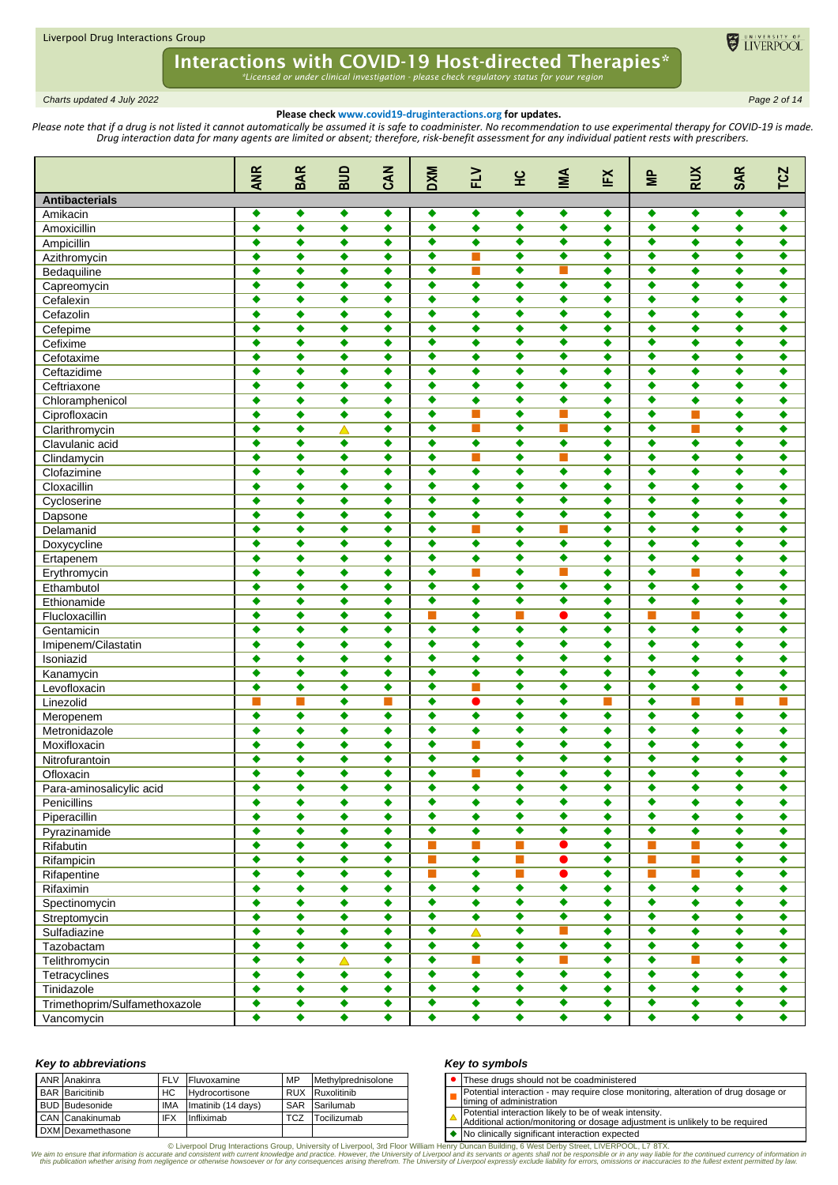# Interactions with COVID-19 Host-directed Therapies*

*Licensed or under clinical investigation - please check regulatory status for your region*

*Charts updated 4 July 2022*

**Please check www.covid19-druginteractions.org for updates.**

*Please note that if a drug is not listed it cannot automatically be assumed it is safe to coadminister. No recommendation to use experimental therapy for COVID-19 is made. Drug interaction data for many agents are limited or absent; therefore, risk-benefit assessment for any individual patient rests with prescribers.*

| | ANR | BAR | BUD | CAN | DXM | FLV | HC | IMA | IFX | MP | RUX | SAR | TCZ |
|---|---|---|---|---|---|---|---|---|---|---|---|---|---|
| **Antibacterials** | | | | | | | | | | | | | |
| Amikacin | ◆ | ◆ | ◆ | ◆ | ◆ | ◆ | ◆ | ◆ | ◆ | ◆ | ◆ | ◆ | ◆ |
| Amoxicillin | ◆ | ◆ | ◆ | ◆ | ◆ | ◆ | ◆ | ◆ | ◆ | ◆ | ◆ | ◆ | ◆ |
| Ampicillin | ◆ | ◆ | ◆ | ◆ | ◆ | ◆ | ◆ | ◆ | ◆ | ◆ | ◆ | ◆ | ◆ |
| Azithromycin | ◆ | ◆ | ◆ | ◆ | ◆ | ■ | ◆ | ◆ | ◆ | ◆ | ◆ | ◆ | ◆ |
| Bedaquiline | ◆ | ◆ | ◆ | ◆ | ◆ | ■ | ◆ | ■ | ◆ | ◆ | ◆ | ◆ | ◆ |
| Capreomycin | ◆ | ◆ | ◆ | ◆ | ◆ | ◆ | ◆ | ◆ | ◆ | ◆ | ◆ | ◆ | ◆ |
| Cefalexin | ◆ | ◆ | ◆ | ◆ | ◆ | ◆ | ◆ | ◆ | ◆ | ◆ | ◆ | ◆ | ◆ |
| Cefazolin | ◆ | ◆ | ◆ | ◆ | ◆ | ◆ | ◆ | ◆ | ◆ | ◆ | ◆ | ◆ | ◆ |
| Cefepime | ◆ | ◆ | ◆ | ◆ | ◆ | ◆ | ◆ | ◆ | ◆ | ◆ | ◆ | ◆ | ◆ |
| Cefixime | ◆ | ◆ | ◆ | ◆ | ◆ | ◆ | ◆ | ◆ | ◆ | ◆ | ◆ | ◆ | ◆ |
| Cefotaxime | ◆ | ◆ | ◆ | ◆ | ◆ | ◆ | ◆ | ◆ | ◆ | ◆ | ◆ | ◆ | ◆ |
| Ceftazidime | ◆ | ◆ | ◆ | ◆ | ◆ | ◆ | ◆ | ◆ | ◆ | ◆ | ◆ | ◆ | ◆ |
| Ceftriaxone | ◆ | ◆ | ◆ | ◆ | ◆ | ◆ | ◆ | ◆ | ◆ | ◆ | ◆ | ◆ | ◆ |
| Chloramphenicol | ◆ | ◆ | ◆ | ◆ | ◆ | ◆ | ◆ | ◆ | ◆ | ◆ | ◆ | ◆ | ◆ |
| Ciprofloxacin | ◆ | ◆ | ◆ | ◆ | ◆ | ■ | ◆ | ■ | ◆ | ◆ | ■ | ◆ | ◆ |
| Clarithromycin | ◆ | ◆ | △ | ◆ | ◆ | ■ | ◆ | ■ | ◆ | ◆ | ■ | ◆ | ◆ |
| Clavulanic acid | ◆ | ◆ | ◆ | ◆ | ◆ | ◆ | ◆ | ◆ | ◆ | ◆ | ◆ | ◆ | ◆ |
| Clindamycin | ◆ | ◆ | ◆ | ◆ | ◆ | ■ | ◆ | ■ | ◆ | ◆ | ◆ | ◆ | ◆ |
| Clofazimine | ◆ | ◆ | ◆ | ◆ | ◆ | ◆ | ◆ | ◆ | ◆ | ◆ | ◆ | ◆ | ◆ |
| Cloxacillin | ◆ | ◆ | ◆ | ◆ | ◆ | ◆ | ◆ | ◆ | ◆ | ◆ | ◆ | ◆ | ◆ |
| Cycloserine | ◆ | ◆ | ◆ | ◆ | ◆ | ◆ | ◆ | ◆ | ◆ | ◆ | ◆ | ◆ | ◆ |
| Dapsone | ◆ | ◆ | ◆ | ◆ | ◆ | ◆ | ◆ | ◆ | ◆ | ◆ | ◆ | ◆ | ◆ |
| Delamanid | ◆ | ◆ | ◆ | ◆ | ◆ | ■ | ◆ | ■ | ◆ | ◆ | ◆ | ◆ | ◆ |
| Doxycycline | ◆ | ◆ | ◆ | ◆ | ◆ | ◆ | ◆ | ◆ | ◆ | ◆ | ◆ | ◆ | ◆ |
| Ertapenem | ◆ | ◆ | ◆ | ◆ | ◆ | ◆ | ◆ | ◆ | ◆ | ◆ | ◆ | ◆ | ◆ |
| Erythromycin | ◆ | ◆ | ◆ | ◆ | ◆ | ■ | ◆ | ■ | ◆ | ◆ | ■ | ◆ | ◆ |
| Ethambutol | ◆ | ◆ | ◆ | ◆ | ◆ | ◆ | ◆ | ◆ | ◆ | ◆ | ◆ | ◆ | ◆ |
| Ethionamide | ◆ | ◆ | ◆ | ◆ | ◆ | ◆ | ◆ | ◆ | ◆ | ◆ | ◆ | ◆ | ◆ |
| Flucloxacillin | ◆ | ◆ | ◆ | ◆ | ■ | ◆ | ■ | ● | ◆ | ■ | ■ | ◆ | ◆ |
| Gentamicin | ◆ | ◆ | ◆ | ◆ | ◆ | ◆ | ◆ | ◆ | ◆ | ◆ | ◆ | ◆ | ◆ |
| Imipenem/Cilastatin | ◆ | ◆ | ◆ | ◆ | ◆ | ◆ | ◆ | ◆ | ◆ | ◆ | ◆ | ◆ | ◆ |
| Isoniazid | ◆ | ◆ | ◆ | ◆ | ◆ | ◆ | ◆ | ◆ | ◆ | ◆ | ◆ | ◆ | ◆ |
| Kanamycin | ◆ | ◆ | ◆ | ◆ | ◆ | ◆ | ◆ | ◆ | ◆ | ◆ | ◆ | ◆ | ◆ |
| Levofloxacin | ◆ | ◆ | ◆ | ◆ | ◆ | ■ | ◆ | ◆ | ◆ | ◆ | ◆ | ◆ | ◆ |
| Linezolid | ■ | ■ | ◆ | ■ | ◆ | ● | ◆ | ◆ | ■ | ◆ | ■ | ■ | ■ |
| Meropenem | ◆ | ◆ | ◆ | ◆ | ◆ | ◆ | ◆ | ◆ | ◆ | ◆ | ◆ | ◆ | ◆ |
| Metronidazole | ◆ | ◆ | ◆ | ◆ | ◆ | ◆ | ◆ | ◆ | ◆ | ◆ | ◆ | ◆ | ◆ |
| Moxifloxacin | ◆ | ◆ | ◆ | ◆ | ◆ | ■ | ◆ | ◆ | ◆ | ◆ | ◆ | ◆ | ◆ |
| Nitrofurantoin | ◆ | ◆ | ◆ | ◆ | ◆ | ◆ | ◆ | ◆ | ◆ | ◆ | ◆ | ◆ | ◆ |
| Ofloxacin | ◆ | ◆ | ◆ | ◆ | ◆ | ■ | ◆ | ◆ | ◆ | ◆ | ◆ | ◆ | ◆ |
| Para-aminosalicylic acid | ◆ | ◆ | ◆ | ◆ | ◆ | ◆ | ◆ | ◆ | ◆ | ◆ | ◆ | ◆ | ◆ |
| Penicillins | ◆ | ◆ | ◆ | ◆ | ◆ | ◆ | ◆ | ◆ | ◆ | ◆ | ◆ | ◆ | ◆ |
| Piperacillin | ◆ | ◆ | ◆ | ◆ | ◆ | ◆ | ◆ | ◆ | ◆ | ◆ | ◆ | ◆ | ◆ |
| Pyrazinamide | ◆ | ◆ | ◆ | ◆ | ◆ | ◆ | ◆ | ◆ | ◆ | ◆ | ◆ | ◆ | ◆ |
| Rifabutin | ◆ | ◆ | ◆ | ◆ | ■ | ■ | ■ | ● | ◆ | ■ | ■ | ◆ | ◆ |
| Rifampicin | ◆ | ◆ | ◆ | ◆ | ■ | ◆ | ■ | ● | ◆ | ■ | ■ | ◆ | ◆ |
| Rifapentine | ◆ | ◆ | ◆ | ◆ | ■ | ◆ | ■ | ● | ◆ | ■ | ■ | ◆ | ◆ |
| Rifaximin | ◆ | ◆ | ◆ | ◆ | ◆ | ◆ | ◆ | ◆ | ◆ | ◆ | ◆ | ◆ | ◆ |
| Spectinomycin | ◆ | ◆ | ◆ | ◆ | ◆ | ◆ | ◆ | ◆ | ◆ | ◆ | ◆ | ◆ | ◆ |
| Streptomycin | ◆ | ◆ | ◆ | ◆ | ◆ | ◆ | ◆ | ◆ | ◆ | ◆ | ◆ | ◆ | ◆ |
| Sulfadiazine | ◆ | ◆ | ◆ | ◆ | ◆ | △ | ◆ | ■ | ◆ | ◆ | ◆ | ◆ | ◆ |
| Tazobactam | ◆ | ◆ | ◆ | ◆ | ◆ | ◆ | ◆ | ◆ | ◆ | ◆ | ◆ | ◆ | ◆ |
| Telithromycin | ◆ | ◆ | △ | ◆ | ◆ | ■ | ◆ | ■ | ◆ | ◆ | ■ | ◆ | ◆ |
| Tetracyclines | ◆ | ◆ | ◆ | ◆ | ◆ | ◆ | ◆ | ◆ | ◆ | ◆ | ◆ | ◆ | ◆ |
| Tinidazole | ◆ | ◆ | ◆ | ◆ | ◆ | ◆ | ◆ | ◆ | ◆ | ◆ | ◆ | ◆ | ◆ |
| Trimethoprim/Sulfamethoxazole | ◆ | ◆ | ◆ | ◆ | ◆ | ◆ | ◆ | ◆ | ◆ | ◆ | ◆ | ◆ | ◆ |
| Vancomycin | ◆ | ◆ | ◆ | ◆ | ◆ | ◆ | ◆ | ◆ | ◆ | ◆ | ◆ | ◆ | ◆ |

### Key to abbreviations

| | | | | | |
|---|---|---|---|---|---|
| ANR | Anakinra | FLV | Fluvoxamine | MP | Methylprednisolone |
| BAR | Baricitinib | HC | Hydrocortisone | RUX | Ruxolitinib |
| BUD | Budesonide | IMA | Imatinib (14 days) | SAR | Sarilumab |
| CAN | Canakinumab | IFX | Infliximab | TCZ | Tocilizumab |
| DXM | Dexamethasone | | | | |

### Key to symbols

| Symbol | Meaning |
|---|---|
| ● | These drugs should not be coadministered |
| ■ | Potential interaction - may require close monitoring, alteration of drug dosage or timing of administration |
| △ | Potential interaction likely to be of weak intensity. Additional action/monitoring or dosage adjustment is unlikely to be required |
| ◆ | No clinically significant interaction expected |

© Liverpool Drug Interactions Group, University of Liverpool, 3rd Floor William Henry Duncan Building, 6 West Derby Street, LIVERPOOL, L7 8TX.

*We aim to ensure that information is accurate and consistent with current knowledge and practice. However, the University of Liverpool and its servants or agents shall not be responsible or in any way liable for the continued currency of information in this publication whether arising from negligence or otherwise howsoever or for any consequences arising therefrom. The University of Liverpool expressly exclude liability for errors, omissions or inaccuracies to the fullest extent permitted by law.*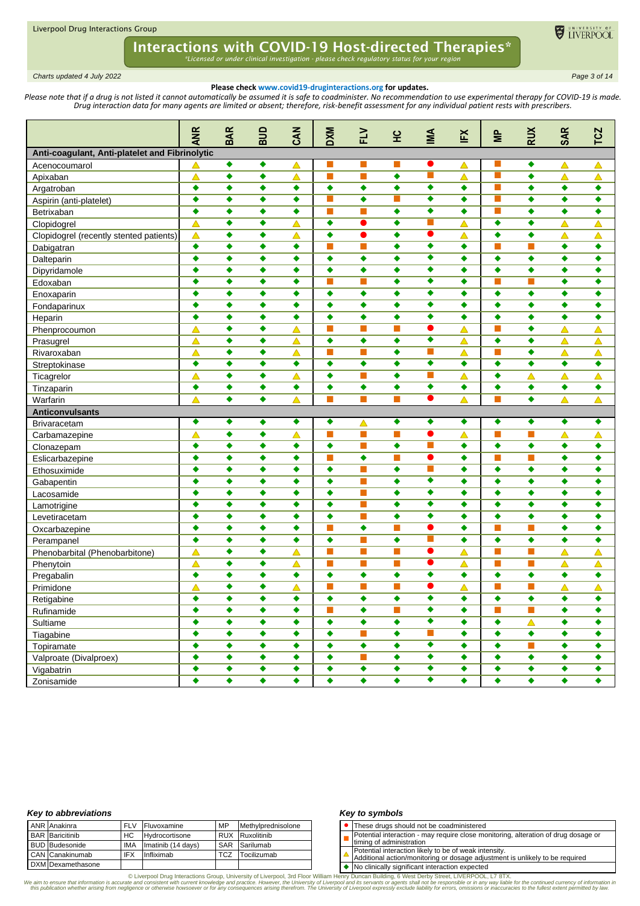# Interactions with COVID-19 Host-directed Therapies*

*Licensed or under clinical investigation - please check regulatory status for your region

*Charts updated 4 July 2022*

**Please check www.covid19-druginteractions.org for updates.**

*Please note that if a drug is not listed it cannot automatically be assumed it is safe to coadminister. No recommendation to use experimental therapy for COVID-19 is made. Drug interaction data for many agents are limited or absent; therefore, risk-benefit assessment for any individual patient rests with prescribers.*

| | ANR | BAR | BUD | CAN | DXM | FLV | HC | IMA | IFX | MP | RUX | SAR | TCZ |
|---|---|---|---|---|---|---|---|---|---|---|---|---|---|
| **Anti-coagulant, Anti-platelet and Fibrinolytic** | | | | | | | | | | | | | |
| Acenocoumarol | △ | ◆ | ◆ | △ | ■ | ■ | ■ | ● | △ | ■ | ◆ | △ | △ |
| Apixaban | △ | ◆ | ◆ | △ | ■ | ■ | ◆ | ■ | △ | ■ | ◆ | △ | △ |
| Argatroban | ◆ | ◆ | ◆ | ◆ | ◆ | ◆ | ◆ | ◆ | ◆ | ■ | ◆ | ◆ | ◆ |
| Aspirin (anti-platelet) | ◆ | ◆ | ◆ | ◆ | ■ | ◆ | ■ | ◆ | ◆ | ■ | ◆ | ◆ | ◆ |
| Betrixaban | ◆ | ◆ | ◆ | ◆ | ■ | ■ | ◆ | ◆ | ◆ | ■ | ◆ | ◆ | ◆ |
| Clopidogrel | △ | ◆ | ◆ | △ | ◆ | ● | ◆ | ■ | △ | ◆ | ◆ | △ | △ |
| Clopidogrel (recently stented patients) | △ | ◆ | ◆ | △ | ◆ | ● | ◆ | ● | △ | ◆ | ◆ | △ | △ |
| Dabigatran | ◆ | ◆ | ◆ | ◆ | ■ | ■ | ◆ | ◆ | ◆ | ■ | ■ | ◆ | ◆ |
| Dalteparin | ◆ | ◆ | ◆ | ◆ | ◆ | ◆ | ◆ | ◆ | ◆ | ◆ | ◆ | ◆ | ◆ |
| Dipyridamole | ◆ | ◆ | ◆ | ◆ | ◆ | ◆ | ◆ | ◆ | ◆ | ◆ | ◆ | ◆ | ◆ |
| Edoxaban | ◆ | ◆ | ◆ | ◆ | ■ | ■ | ◆ | ◆ | ◆ | ■ | ■ | ◆ | ◆ |
| Enoxaparin | ◆ | ◆ | ◆ | ◆ | ◆ | ◆ | ◆ | ◆ | ◆ | ◆ | ◆ | ◆ | ◆ |
| Fondaparinux | ◆ | ◆ | ◆ | ◆ | ◆ | ◆ | ◆ | ◆ | ◆ | ◆ | ◆ | ◆ | ◆ |
| Heparin | ◆ | ◆ | ◆ | ◆ | ◆ | ◆ | ◆ | ◆ | ◆ | ◆ | ◆ | ◆ | ◆ |
| Phenprocoumon | △ | ◆ | ◆ | △ | ■ | ■ | ■ | ● | △ | ■ | ◆ | △ | △ |
| Prasugrel | △ | ◆ | ◆ | △ | ◆ | ◆ | ◆ | ◆ | △ | ◆ | ◆ | △ | △ |
| Rivaroxaban | △ | ◆ | ◆ | △ | ■ | ■ | ◆ | ■ | △ | ■ | ◆ | △ | △ |
| Streptokinase | ◆ | ◆ | ◆ | ◆ | ◆ | ◆ | ◆ | ◆ | ◆ | ◆ | ◆ | ◆ | ◆ |
| Ticagrelor | △ | ◆ | ◆ | △ | ◆ | ■ | ◆ | ■ | △ | ◆ | △ | △ | △ |
| Tinzaparin | ◆ | ◆ | ◆ | ◆ | ◆ | ◆ | ◆ | ◆ | ◆ | ◆ | ◆ | ◆ | ◆ |
| Warfarin | △ | ◆ | ◆ | △ | ■ | ■ | ■ | ● | △ | ■ | ◆ | △ | △ |
| **Anticonvulsants** | | | | | | | | | | | | | |
| Brivaracetam | ◆ | ◆ | ◆ | ◆ | ◆ | △ | ◆ | ◆ | ◆ | ◆ | ◆ | ◆ | ◆ |
| Carbamazepine | △ | ◆ | ◆ | △ | ■ | ■ | ■ | ● | △ | ■ | ■ | △ | △ |
| Clonazepam | ◆ | ◆ | ◆ | ◆ | ◆ | ■ | ◆ | ■ | ◆ | ◆ | ◆ | ◆ | ◆ |
| Eslicarbazepine | ◆ | ◆ | ◆ | ◆ | ■ | ◆ | ■ | ● | ◆ | ■ | ■ | ◆ | ◆ |
| Ethosuximide | ◆ | ◆ | ◆ | ◆ | ◆ | ■ | ◆ | ■ | ◆ | ◆ | ◆ | ◆ | ◆ |
| Gabapentin | ◆ | ◆ | ◆ | ◆ | ◆ | ■ | ◆ | ◆ | ◆ | ◆ | ◆ | ◆ | ◆ |
| Lacosamide | ◆ | ◆ | ◆ | ◆ | ◆ | ■ | ◆ | ◆ | ◆ | ◆ | ◆ | ◆ | ◆ |
| Lamotrigine | ◆ | ◆ | ◆ | ◆ | ◆ | ■ | ◆ | ◆ | ◆ | ◆ | ◆ | ◆ | ◆ |
| Levetiracetam | ◆ | ◆ | ◆ | ◆ | ◆ | ■ | ◆ | ◆ | ◆ | ◆ | ◆ | ◆ | ◆ |
| Oxcarbazepine | ◆ | ◆ | ◆ | ◆ | ■ | ◆ | ■ | ● | ◆ | ■ | ■ | ◆ | ◆ |
| Perampanel | ◆ | ◆ | ◆ | ◆ | ◆ | ■ | ◆ | ■ | ◆ | ◆ | ◆ | ◆ | ◆ |
| Phenobarbital (Phenobarbitone) | △ | ◆ | ◆ | △ | ■ | ■ | ■ | ● | △ | ■ | ■ | △ | △ |
| Phenytoin | △ | ◆ | ◆ | △ | ■ | ■ | ■ | ● | △ | ■ | ■ | △ | △ |
| Pregabalin | ◆ | ◆ | ◆ | ◆ | ◆ | ◆ | ◆ | ◆ | ◆ | ◆ | ◆ | ◆ | ◆ |
| Primidone | △ | ◆ | ◆ | △ | ■ | ■ | ■ | ● | △ | ■ | ■ | △ | △ |
| Retigabine | ◆ | ◆ | ◆ | ◆ | ◆ | ◆ | ◆ | ◆ | ◆ | ◆ | ◆ | ◆ | ◆ |
| Rufinamide | ◆ | ◆ | ◆ | ◆ | ■ | ◆ | ■ | ◆ | ◆ | ■ | ■ | ◆ | ◆ |
| Sultiame | ◆ | ◆ | ◆ | ◆ | ◆ | ◆ | ◆ | ◆ | ◆ | ◆ | △ | ◆ | ◆ |
| Tiagabine | ◆ | ◆ | ◆ | ◆ | ◆ | ■ | ◆ | ■ | ◆ | ◆ | ◆ | ◆ | ◆ |
| Topiramate | ◆ | ◆ | ◆ | ◆ | ◆ | ◆ | ◆ | ◆ | ◆ | ◆ | ■ | ◆ | ◆ |
| Valproate (Divalproex) | ◆ | ◆ | ◆ | ◆ | ◆ | ■ | ◆ | ◆ | ◆ | ◆ | ◆ | ◆ | ◆ |
| Vigabatrin | ◆ | ◆ | ◆ | ◆ | ◆ | ◆ | ◆ | ◆ | ◆ | ◆ | ◆ | ◆ | ◆ |
| Zonisamide | ◆ | ◆ | ◆ | ◆ | ◆ | ◆ | ◆ | ◆ | ◆ | ◆ | ◆ | ◆ | ◆ |

### *Key to abbreviations*

| | | | | | |
|---|---|---|---|---|---|
| ANR | Anakinra | FLV | Fluvoxamine | MP | Methylprednisolone |
| BAR | Baricitinib | HC | Hydrocortisone | RUX | Ruxolitinib |
| BUD | Budesonide | IMA | Imatinib (14 days) | SAR | Sarilumab |
| CAN | Canakinumab | IFX | Infliximab | TCZ | Tocilizumab |
| DXM | Dexamethasone | | | | |

### *Key to symbols*

| | |
|---|---|
| ● | These drugs should not be coadministered |
| ■ | Potential interaction - may require close monitoring, alteration of drug dosage or timing of administration |
| △ | Potential interaction likely to be of weak intensity. Additional action/monitoring or dosage adjustment is unlikely to be required |
| ◆ | No clinically significant interaction expected |

© Liverpool Drug Interactions Group, University of Liverpool, 3rd Floor William Henry Duncan Building, 6 West Derby Street, LIVERPOOL, L7 8TX.

*We aim to ensure that information is accurate and consistent with current knowledge and practice. However, the University of Liverpool and its servants or agents shall not be responsible or in any way liable for the continued currency of information in this publication whether arising from negligence or otherwise howsoever or for any consequences arising therefrom. The University of Liverpool expressly exclude liability for errors, omissions or inaccuracies to the fullest extent permitted by law.*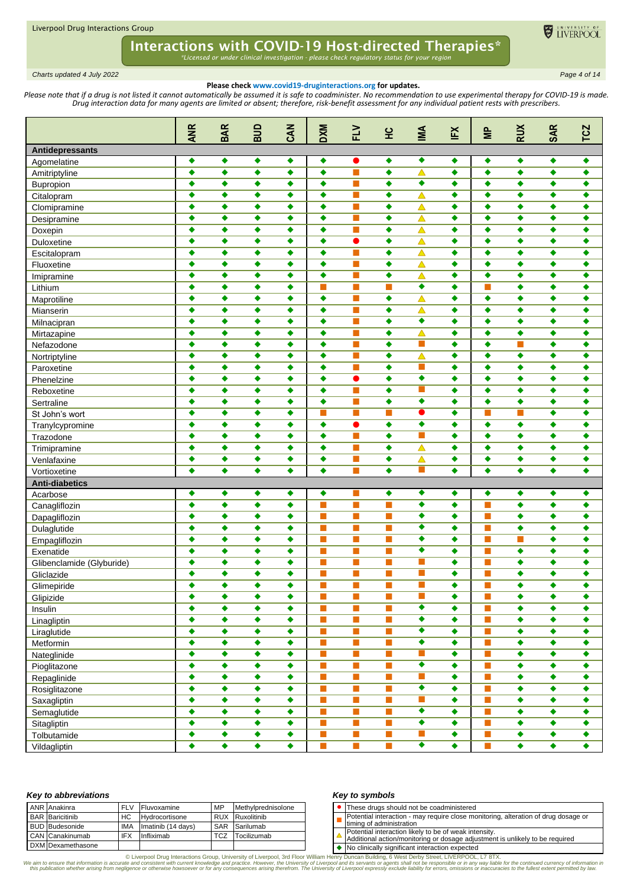# Interactions with COVID-19 Host-directed Therapies*

*Licensed or under clinical investigation - please check regulatory status for your region*

*Charts updated 4 July 2022*

**Please check www.covid19-druginteractions.org for updates.**

*Please note that if a drug is not listed it cannot automatically be assumed it is safe to coadminister. No recommendation to use experimental therapy for COVID-19 is made. Drug interaction data for many agents are limited or absent; therefore, risk-benefit assessment for any individual patient rests with prescribers.*

| | ANR | BAR | BUD | CAN | DXM | FLV | HC | IMA | IFX | MP | RUX | SAR | TCZ |
|---|---|---|---|---|---|---|---|---|---|---|---|---|---|
| **Antidepressants** | | | | | | | | | | | | | |
| Agomelatine | ◆ | ◆ | ◆ | ◆ | ◆ | ● | ◆ | ◆ | ◆ | ◆ | ◆ | ◆ | ◆ |
| Amitriptyline | ◆ | ◆ | ◆ | ◆ | ◆ | ■ | ◆ | △ | ◆ | ◆ | ◆ | ◆ | ◆ |
| Bupropion | ◆ | ◆ | ◆ | ◆ | ◆ | ■ | ◆ | ◆ | ◆ | ◆ | ◆ | ◆ | ◆ |
| Citalopram | ◆ | ◆ | ◆ | ◆ | ◆ | ■ | ◆ | △ | ◆ | ◆ | ◆ | ◆ | ◆ |
| Clomipramine | ◆ | ◆ | ◆ | ◆ | ◆ | ■ | ◆ | △ | ◆ | ◆ | ◆ | ◆ | ◆ |
| Desipramine | ◆ | ◆ | ◆ | ◆ | ◆ | ■ | ◆ | △ | ◆ | ◆ | ◆ | ◆ | ◆ |
| Doxepin | ◆ | ◆ | ◆ | ◆ | ◆ | ■ | ◆ | △ | ◆ | ◆ | ◆ | ◆ | ◆ |
| Duloxetine | ◆ | ◆ | ◆ | ◆ | ◆ | ● | ◆ | △ | ◆ | ◆ | ◆ | ◆ | ◆ |
| Escitalopram | ◆ | ◆ | ◆ | ◆ | ◆ | ■ | ◆ | △ | ◆ | ◆ | ◆ | ◆ | ◆ |
| Fluoxetine | ◆ | ◆ | ◆ | ◆ | ◆ | ■ | ◆ | △ | ◆ | ◆ | ◆ | ◆ | ◆ |
| Imipramine | ◆ | ◆ | ◆ | ◆ | ◆ | ■ | ◆ | △ | ◆ | ◆ | ◆ | ◆ | ◆ |
| Lithium | ◆ | ◆ | ◆ | ◆ | ■ | ■ | ■ | ◆ | ◆ | ■ | ◆ | ◆ | ◆ |
| Maprotiline | ◆ | ◆ | ◆ | ◆ | ◆ | ■ | ◆ | △ | ◆ | ◆ | ◆ | ◆ | ◆ |
| Mianserin | ◆ | ◆ | ◆ | ◆ | ◆ | ■ | ◆ | △ | ◆ | ◆ | ◆ | ◆ | ◆ |
| Milnacipran | ◆ | ◆ | ◆ | ◆ | ◆ | ■ | ◆ | ◆ | ◆ | ◆ | ◆ | ◆ | ◆ |
| Mirtazapine | ◆ | ◆ | ◆ | ◆ | ◆ | ■ | ◆ | △ | ◆ | ◆ | ◆ | ◆ | ◆ |
| Nefazodone | ◆ | ◆ | ◆ | ◆ | ◆ | ■ | ◆ | ■ | ◆ | ◆ | ■ | ◆ | ◆ |
| Nortriptyline | ◆ | ◆ | ◆ | ◆ | ◆ | ■ | ◆ | △ | ◆ | ◆ | ◆ | ◆ | ◆ |
| Paroxetine | ◆ | ◆ | ◆ | ◆ | ◆ | ■ | ◆ | ■ | ◆ | ◆ | ◆ | ◆ | ◆ |
| Phenelzine | ◆ | ◆ | ◆ | ◆ | ◆ | ● | ◆ | ◆ | ◆ | ◆ | ◆ | ◆ | ◆ |
| Reboxetine | ◆ | ◆ | ◆ | ◆ | ◆ | ■ | ◆ | ■ | ◆ | ◆ | ◆ | ◆ | ◆ |
| Sertraline | ◆ | ◆ | ◆ | ◆ | ◆ | ■ | ◆ | ◆ | ◆ | ◆ | ◆ | ◆ | ◆ |
| St John's wort | ◆ | ◆ | ◆ | ◆ | ■ | ■ | ■ | ● | ◆ | ■ | ■ | ◆ | ◆ |
| Tranylcypromine | ◆ | ◆ | ◆ | ◆ | ◆ | ● | ◆ | ◆ | ◆ | ◆ | ◆ | ◆ | ◆ |
| Trazodone | ◆ | ◆ | ◆ | ◆ | ◆ | ■ | ◆ | ■ | ◆ | ◆ | ◆ | ◆ | ◆ |
| Trimipramine | ◆ | ◆ | ◆ | ◆ | ◆ | ■ | ◆ | △ | ◆ | ◆ | ◆ | ◆ | ◆ |
| Venlafaxine | ◆ | ◆ | ◆ | ◆ | ◆ | ■ | ◆ | △ | ◆ | ◆ | ◆ | ◆ | ◆ |
| Vortioxetine | ◆ | ◆ | ◆ | ◆ | ◆ | ■ | ◆ | ■ | ◆ | ◆ | ◆ | ◆ | ◆ |
| **Anti-diabetics** | | | | | | | | | | | | | |
| Acarbose | ◆ | ◆ | ◆ | ◆ | ◆ | ■ | ◆ | ◆ | ◆ | ◆ | ◆ | ◆ | ◆ |
| Canagliflozin | ◆ | ◆ | ◆ | ◆ | ■ | ■ | ■ | ◆ | ◆ | ■ | ◆ | ◆ | ◆ |
| Dapagliflozin | ◆ | ◆ | ◆ | ◆ | ■ | ■ | ■ | ◆ | ◆ | ■ | ◆ | ◆ | ◆ |
| Dulaglutide | ◆ | ◆ | ◆ | ◆ | ■ | ■ | ■ | ◆ | ◆ | ■ | ◆ | ◆ | ◆ |
| Empagliflozin | ◆ | ◆ | ◆ | ◆ | ■ | ■ | ■ | ◆ | ◆ | ■ | ■ | ◆ | ◆ |
| Exenatide | ◆ | ◆ | ◆ | ◆ | ■ | ■ | ■ | ◆ | ◆ | ■ | ◆ | ◆ | ◆ |
| Glibenclamide (Glyburide) | ◆ | ◆ | ◆ | ◆ | ■ | ■ | ■ | ■ | ◆ | ■ | ◆ | ◆ | ◆ |
| Gliclazide | ◆ | ◆ | ◆ | ◆ | ■ | ■ | ■ | ■ | ◆ | ■ | ◆ | ◆ | ◆ |
| Glimepiride | ◆ | ◆ | ◆ | ◆ | ■ | ■ | ■ | ■ | ◆ | ■ | ◆ | ◆ | ◆ |
| Glipizide | ◆ | ◆ | ◆ | ◆ | ■ | ■ | ■ | ■ | ◆ | ■ | ◆ | ◆ | ◆ |
| Insulin | ◆ | ◆ | ◆ | ◆ | ■ | ■ | ■ | ◆ | ◆ | ■ | ◆ | ◆ | ◆ |
| Linagliptin | ◆ | ◆ | ◆ | ◆ | ■ | ■ | ■ | ◆ | ◆ | ■ | ◆ | ◆ | ◆ |
| Liraglutide | ◆ | ◆ | ◆ | ◆ | ■ | ■ | ■ | ◆ | ◆ | ■ | ◆ | ◆ | ◆ |
| Metformin | ◆ | ◆ | ◆ | ◆ | ■ | ■ | ■ | ◆ | ◆ | ■ | ◆ | ◆ | ◆ |
| Nateglinide | ◆ | ◆ | ◆ | ◆ | ■ | ■ | ■ | ■ | ◆ | ■ | ◆ | ◆ | ◆ |
| Pioglitazone | ◆ | ◆ | ◆ | ◆ | ■ | ■ | ■ | ◆ | ◆ | ■ | ◆ | ◆ | ◆ |
| Repaglinide | ◆ | ◆ | ◆ | ◆ | ■ | ■ | ■ | ■ | ◆ | ■ | ◆ | ◆ | ◆ |
| Rosiglitazone | ◆ | ◆ | ◆ | ◆ | ■ | ■ | ■ | ◆ | ◆ | ■ | ◆ | ◆ | ◆ |
| Saxagliptin | ◆ | ◆ | ◆ | ◆ | ■ | ■ | ■ | ■ | ◆ | ■ | ◆ | ◆ | ◆ |
| Semaglutide | ◆ | ◆ | ◆ | ◆ | ■ | ■ | ■ | ◆ | ◆ | ■ | ◆ | ◆ | ◆ |
| Sitagliptin | ◆ | ◆ | ◆ | ◆ | ■ | ■ | ■ | ◆ | ◆ | ■ | ◆ | ◆ | ◆ |
| Tolbutamide | ◆ | ◆ | ◆ | ◆ | ■ | ■ | ■ | ■ | ◆ | ■ | ◆ | ◆ | ◆ |
| Vildagliptin | ◆ | ◆ | ◆ | ◆ | ■ | ■ | ■ | ◆ | ◆ | ■ | ◆ | ◆ | ◆ |

### Key to abbreviations

| | | | | | |
|---|---|---|---|---|---|
| ANR | Anakinra | FLV | Fluvoxamine | MP | Methylprednisolone |
| BAR | Baricitinib | HC | Hydrocortisone | RUX | Ruxolitinib |
| BUD | Budesonide | IMA | Imatinib (14 days) | SAR | Sarilumab |
| CAN | Canakinumab | IFX | Infliximab | TCZ | Tocilizumab |
| DXM | Dexamethasone | | | | |

### Key to symbols

| | |
|---|---|
| ● | These drugs should not be coadministered |
| ■ | Potential interaction - may require close monitoring, alteration of drug dosage or timing of administration |
| △ | Potential interaction likely to be of weak intensity. Additional action/monitoring or dosage adjustment is unlikely to be required |
| ◆ | No clinically significant interaction expected |

© Liverpool Drug Interactions Group, University of Liverpool, 3rd Floor William Henry Duncan Building, 6 West Derby Street, LIVERPOOL, L7 8TX.

We aim to ensure that information is accurate and consistent with current knowledge and practice. However, the University of Liverpool and its servants or agents shall not be responsible or in any way liable for the continued currency of information in this publication whether arising from negligence or otherwise howsoever or for any consequences arising therefrom. The University of Liverpool expressly exclude liability for errors, omissions or inaccuracies to the fullest extent permitted by law.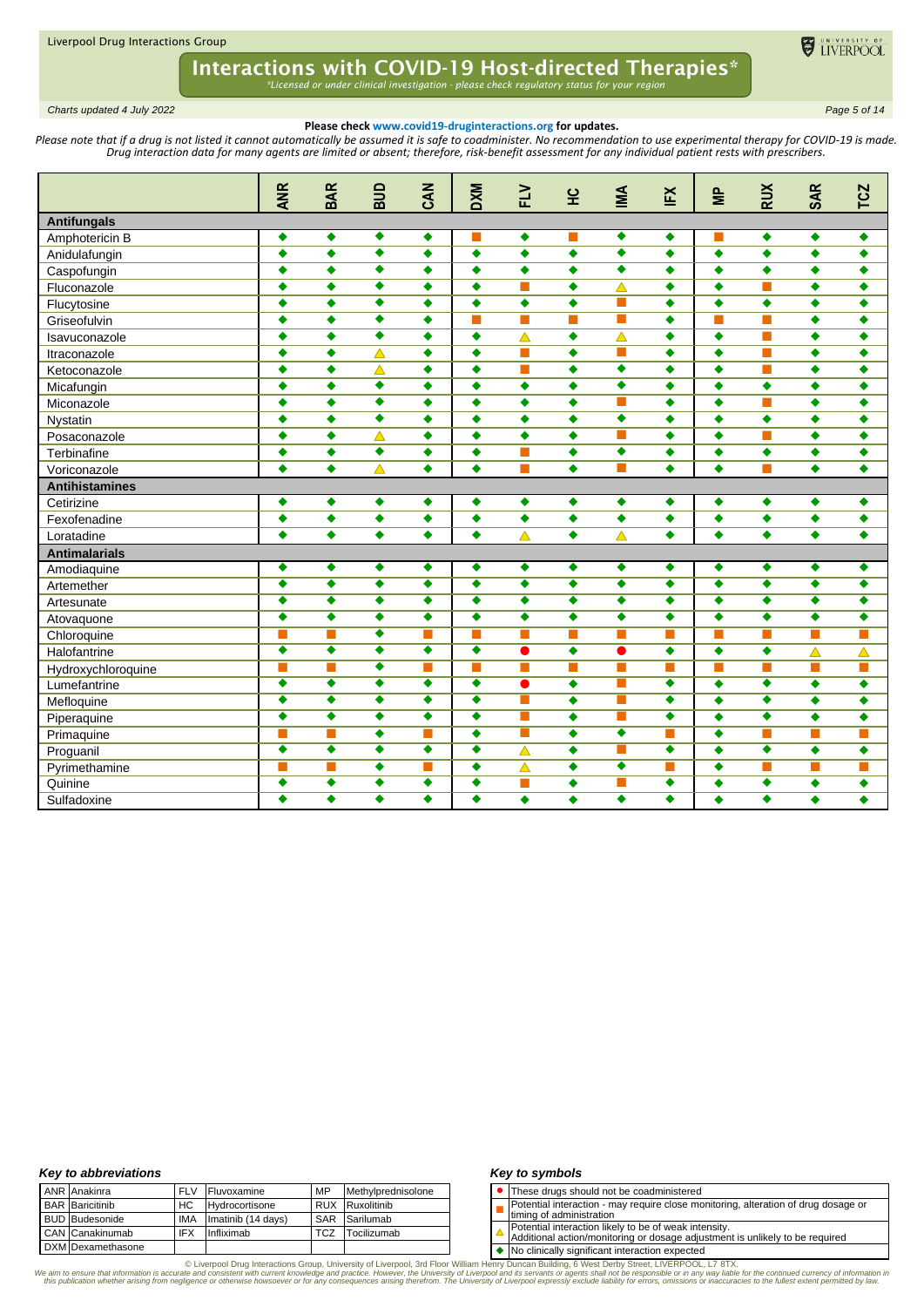# Interactions with COVID-19 Host-directed Therapies*

*Licensed or under clinical investigation - please check regulatory status for your region

*Charts updated 4 July 2022*

**Please check www.covid19-druginteractions.org for updates.**

*Please note that if a drug is not listed it cannot automatically be assumed it is safe to coadminister. No recommendation to use experimental therapy for COVID-19 is made. Drug interaction data for many agents are limited or absent; therefore, risk-benefit assessment for any individual patient rests with prescribers.*

| | ANR | BAR | BUD | CAN | DXM | FLV | HC | IMA | IFX | MP | RUX | SAR | TCZ |
|---|---|---|---|---|---|---|---|---|---|---|---|---|---|
| **Antifungals** | | | | | | | | | | | | | |
| Amphotericin B | ◆ | ◆ | ◆ | ◆ | ■ | ◆ | ■ | ◆ | ◆ | ■ | ◆ | ◆ | ◆ |
| Anidulafungin | ◆ | ◆ | ◆ | ◆ | ◆ | ◆ | ◆ | ◆ | ◆ | ◆ | ◆ | ◆ | ◆ |
| Caspofungin | ◆ | ◆ | ◆ | ◆ | ◆ | ◆ | ◆ | ◆ | ◆ | ◆ | ◆ | ◆ | ◆ |
| Fluconazole | ◆ | ◆ | ◆ | ◆ | ◆ | ■ | ◆ | △ | ◆ | ◆ | ■ | ◆ | ◆ |
| Flucytosine | ◆ | ◆ | ◆ | ◆ | ◆ | ◆ | ◆ | ■ | ◆ | ◆ | ◆ | ◆ | ◆ |
| Griseofulvin | ◆ | ◆ | ◆ | ◆ | ■ | ■ | ■ | ■ | ◆ | ■ | ■ | ◆ | ◆ |
| Isavuconazole | ◆ | ◆ | ◆ | ◆ | ◆ | △ | ◆ | △ | ◆ | ◆ | ■ | ◆ | ◆ |
| Itraconazole | ◆ | ◆ | △ | ◆ | ◆ | ■ | ◆ | ■ | ◆ | ◆ | ■ | ◆ | ◆ |
| Ketoconazole | ◆ | ◆ | △ | ◆ | ◆ | ■ | ◆ | ◆ | ◆ | ◆ | ■ | ◆ | ◆ |
| Micafungin | ◆ | ◆ | ◆ | ◆ | ◆ | ◆ | ◆ | ◆ | ◆ | ◆ | ◆ | ◆ | ◆ |
| Miconazole | ◆ | ◆ | ◆ | ◆ | ◆ | ◆ | ◆ | ■ | ◆ | ◆ | ■ | ◆ | ◆ |
| Nystatin | ◆ | ◆ | ◆ | ◆ | ◆ | ◆ | ◆ | ◆ | ◆ | ◆ | ◆ | ◆ | ◆ |
| Posaconazole | ◆ | ◆ | △ | ◆ | ◆ | ◆ | ◆ | ■ | ◆ | ◆ | ■ | ◆ | ◆ |
| Terbinafine | ◆ | ◆ | ◆ | ◆ | ◆ | ■ | ◆ | ◆ | ◆ | ◆ | ◆ | ◆ | ◆ |
| Voriconazole | ◆ | ◆ | △ | ◆ | ◆ | ■ | ◆ | ■ | ◆ | ◆ | ■ | ◆ | ◆ |
| **Antihistamines** | | | | | | | | | | | | | |
| Cetirizine | ◆ | ◆ | ◆ | ◆ | ◆ | ◆ | ◆ | ◆ | ◆ | ◆ | ◆ | ◆ | ◆ |
| Fexofenadine | ◆ | ◆ | ◆ | ◆ | ◆ | ◆ | ◆ | ◆ | ◆ | ◆ | ◆ | ◆ | ◆ |
| Loratadine | ◆ | ◆ | ◆ | ◆ | ◆ | △ | ◆ | △ | ◆ | ◆ | ◆ | ◆ | ◆ |
| **Antimalarials** | | | | | | | | | | | | | |
| Amodiaquine | ◆ | ◆ | ◆ | ◆ | ◆ | ◆ | ◆ | ◆ | ◆ | ◆ | ◆ | ◆ | ◆ |
| Artemether | ◆ | ◆ | ◆ | ◆ | ◆ | ◆ | ◆ | ◆ | ◆ | ◆ | ◆ | ◆ | ◆ |
| Artesunate | ◆ | ◆ | ◆ | ◆ | ◆ | ◆ | ◆ | ◆ | ◆ | ◆ | ◆ | ◆ | ◆ |
| Atovaquone | ◆ | ◆ | ◆ | ◆ | ◆ | ◆ | ◆ | ◆ | ◆ | ◆ | ◆ | ◆ | ◆ |
| Chloroquine | ■ | ■ | ◆ | ■ | ■ | ■ | ■ | ■ | ■ | ■ | ■ | ■ | ■ |
| Halofantrine | ◆ | ◆ | ◆ | ◆ | ◆ | ● | ◆ | ● | ◆ | ◆ | ◆ | △ | △ |
| Hydroxychloroquine | ■ | ■ | ◆ | ■ | ■ | ■ | ■ | ■ | ■ | ■ | ■ | ■ | ■ |
| Lumefantrine | ◆ | ◆ | ◆ | ◆ | ◆ | ● | ◆ | ■ | ◆ | ◆ | ◆ | ◆ | ◆ |
| Mefloquine | ◆ | ◆ | ◆ | ◆ | ◆ | ■ | ◆ | ■ | ◆ | ◆ | ◆ | ◆ | ◆ |
| Piperaquine | ◆ | ◆ | ◆ | ◆ | ◆ | ■ | ◆ | ■ | ◆ | ◆ | ◆ | ◆ | ◆ |
| Primaquine | ■ | ■ | ◆ | ■ | ◆ | ■ | ◆ | ◆ | ■ | ◆ | ■ | ■ | ■ |
| Proguanil | ◆ | ◆ | ◆ | ◆ | ◆ | △ | ◆ | ■ | ◆ | ◆ | ◆ | ◆ | ◆ |
| Pyrimethamine | ■ | ■ | ◆ | ■ | ◆ | △ | ◆ | ◆ | ■ | ◆ | ■ | ■ | ■ |
| Quinine | ◆ | ◆ | ◆ | ◆ | ◆ | ■ | ◆ | ■ | ◆ | ◆ | ◆ | ◆ | ◆ |
| Sulfadoxine | ◆ | ◆ | ◆ | ◆ | ◆ | ◆ | ◆ | ◆ | ◆ | ◆ | ◆ | ◆ | ◆ |

### Key to abbreviations

| | | | | | |
|---|---|---|---|---|---|
| ANR | Anakinra | FLV | Fluvoxamine | MP | Methylprednisolone |
| BAR | Baricitinib | HC | Hydrocortisone | RUX | Ruxolitinib |
| BUD | Budesonide | IMA | Imatinib (14 days) | SAR | Sarilumab |
| CAN | Canakinumab | IFX | Infliximab | TCZ | Tocilizumab |
| DXM | Dexamethasone | | | | |

### Key to symbols

| | |
|---|---|
| ● | These drugs should not be coadministered |
| ■ | Potential interaction - may require close monitoring, alteration of drug dosage or timing of administration |
| △ | Potential interaction likely to be of weak intensity. Additional action/monitoring or dosage adjustment is unlikely to be required |
| ◆ | No clinically significant interaction expected |

© Liverpool Drug Interactions Group, University of Liverpool, 3rd Floor William Henry Duncan Building, 6 West Derby Street, LIVERPOOL, L7 8TX.

*We aim to ensure that information is accurate and consistent with current knowledge and practice. However, the University of Liverpool and its servants or agents shall not be responsible or in any way liable for the continued currency of information in this publication whether arising from negligence or otherwise howsoever or for any consequences arising therefrom. The University of Liverpool expressly exclude liability for errors, omissions or inaccuracies to the fullest extent permitted by law.*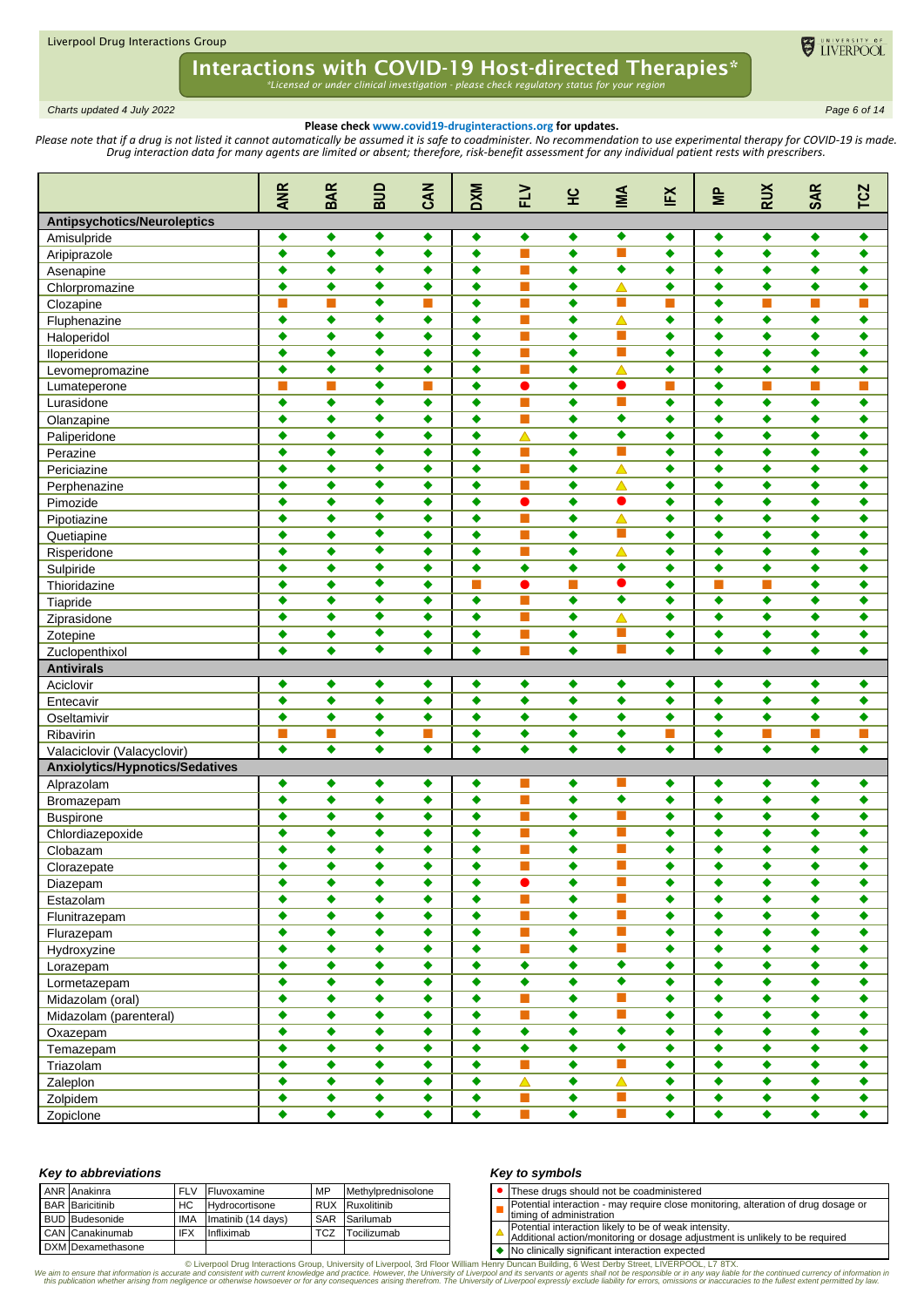# Interactions with COVID-19 Host-directed Therapies*

*Licensed or under clinical investigation - please check regulatory status for your region

*Charts updated 4 July 2022*

**Please check www.covid19-druginteractions.org for updates.**

*Please note that if a drug is not listed it cannot automatically be assumed it is safe to coadminister. No recommendation to use experimental therapy for COVID-19 is made. Drug interaction data for many agents are limited or absent; therefore, risk-benefit assessment for any individual patient rests with prescribers.*

| | ANR | BAR | BUD | CAN | DXM | FLV | HC | IMA | IFX | MP | RUX | SAR | TCZ |
|---|---|---|---|---|---|---|---|---|---|---|---|---|---|
| **Antipsychotics/Neuroleptics** | | | | | | | | | | | | | |
| Amisulpride | ◆ | ◆ | ◆ | ◆ | ◆ | ◆ | ◆ | ◆ | ◆ | ◆ | ◆ | ◆ | ◆ |
| Aripiprazole | ◆ | ◆ | ◆ | ◆ | ◆ | ■ | ◆ | ■ | ◆ | ◆ | ◆ | ◆ | ◆ |
| Asenapine | ◆ | ◆ | ◆ | ◆ | ◆ | ■ | ◆ | ◆ | ◆ | ◆ | ◆ | ◆ | ◆ |
| Chlorpromazine | ◆ | ◆ | ◆ | ◆ | ◆ | ■ | ◆ | △ | ◆ | ◆ | ◆ | ◆ | ◆ |
| Clozapine | ■ | ■ | ◆ | ■ | ◆ | ■ | ◆ | ■ | ■ | ◆ | ■ | ■ | ■ |
| Fluphenazine | ◆ | ◆ | ◆ | ◆ | ◆ | ■ | ◆ | △ | ◆ | ◆ | ◆ | ◆ | ◆ |
| Haloperidol | ◆ | ◆ | ◆ | ◆ | ◆ | ■ | ◆ | ■ | ◆ | ◆ | ◆ | ◆ | ◆ |
| Iloperidone | ◆ | ◆ | ◆ | ◆ | ◆ | ■ | ◆ | ■ | ◆ | ◆ | ◆ | ◆ | ◆ |
| Levomepromazine | ◆ | ◆ | ◆ | ◆ | ◆ | ■ | ◆ | △ | ◆ | ◆ | ◆ | ◆ | ◆ |
| Lumateperone | ■ | ■ | ◆ | ■ | ◆ | ● | ◆ | ● | ■ | ◆ | ■ | ■ | ■ |
| Lurasidone | ◆ | ◆ | ◆ | ◆ | ◆ | ■ | ◆ | ■ | ◆ | ◆ | ◆ | ◆ | ◆ |
| Olanzapine | ◆ | ◆ | ◆ | ◆ | ◆ | ■ | ◆ | ◆ | ◆ | ◆ | ◆ | ◆ | ◆ |
| Paliperidone | ◆ | ◆ | ◆ | ◆ | ◆ | △ | ◆ | ◆ | ◆ | ◆ | ◆ | ◆ | ◆ |
| Perazine | ◆ | ◆ | ◆ | ◆ | ◆ | ■ | ◆ | ■ | ◆ | ◆ | ◆ | ◆ | ◆ |
| Periciazine | ◆ | ◆ | ◆ | ◆ | ◆ | ■ | ◆ | △ | ◆ | ◆ | ◆ | ◆ | ◆ |
| Perphenazine | ◆ | ◆ | ◆ | ◆ | ◆ | ■ | ◆ | △ | ◆ | ◆ | ◆ | ◆ | ◆ |
| Pimozide | ◆ | ◆ | ◆ | ◆ | ◆ | ● | ◆ | ● | ◆ | ◆ | ◆ | ◆ | ◆ |
| Pipotiazine | ◆ | ◆ | ◆ | ◆ | ◆ | ■ | ◆ | △ | ◆ | ◆ | ◆ | ◆ | ◆ |
| Quetiapine | ◆ | ◆ | ◆ | ◆ | ◆ | ■ | ◆ | ■ | ◆ | ◆ | ◆ | ◆ | ◆ |
| Risperidone | ◆ | ◆ | ◆ | ◆ | ◆ | ■ | ◆ | △ | ◆ | ◆ | ◆ | ◆ | ◆ |
| Sulpiride | ◆ | ◆ | ◆ | ◆ | ◆ | ◆ | ◆ | ◆ | ◆ | ◆ | ◆ | ◆ | ◆ |
| Thioridazine | ◆ | ◆ | ◆ | ◆ | ■ | ● | ■ | ● | ◆ | ■ | ■ | ◆ | ◆ |
| Tiapride | ◆ | ◆ | ◆ | ◆ | ◆ | ■ | ◆ | ◆ | ◆ | ◆ | ◆ | ◆ | ◆ |
| Ziprasidone | ◆ | ◆ | ◆ | ◆ | ◆ | ■ | ◆ | △ | ◆ | ◆ | ◆ | ◆ | ◆ |
| Zotepine | ◆ | ◆ | ◆ | ◆ | ◆ | ■ | ◆ | ■ | ◆ | ◆ | ◆ | ◆ | ◆ |
| Zuclopenthixol | ◆ | ◆ | ◆ | ◆ | ◆ | ■ | ◆ | ■ | ◆ | ◆ | ◆ | ◆ | ◆ |
| **Antivirals** | | | | | | | | | | | | | |
| Aciclovir | ◆ | ◆ | ◆ | ◆ | ◆ | ◆ | ◆ | ◆ | ◆ | ◆ | ◆ | ◆ | ◆ |
| Entecavir | ◆ | ◆ | ◆ | ◆ | ◆ | ◆ | ◆ | ◆ | ◆ | ◆ | ◆ | ◆ | ◆ |
| Oseltamivir | ◆ | ◆ | ◆ | ◆ | ◆ | ◆ | ◆ | ◆ | ◆ | ◆ | ◆ | ◆ | ◆ |
| Ribavirin | ■ | ■ | ◆ | ■ | ◆ | ◆ | ◆ | ◆ | ■ | ◆ | ■ | ■ | ■ |
| Valaciclovir (Valacyclovir) | ◆ | ◆ | ◆ | ◆ | ◆ | ◆ | ◆ | ◆ | ◆ | ◆ | ◆ | ◆ | ◆ |
| **Anxiolytics/Hypnotics/Sedatives** | | | | | | | | | | | | | |
| Alprazolam | ◆ | ◆ | ◆ | ◆ | ◆ | ■ | ◆ | ■ | ◆ | ◆ | ◆ | ◆ | ◆ |
| Bromazepam | ◆ | ◆ | ◆ | ◆ | ◆ | ■ | ◆ | ◆ | ◆ | ◆ | ◆ | ◆ | ◆ |
| Buspirone | ◆ | ◆ | ◆ | ◆ | ◆ | ■ | ◆ | ■ | ◆ | ◆ | ◆ | ◆ | ◆ |
| Chlordiazepoxide | ◆ | ◆ | ◆ | ◆ | ◆ | ■ | ◆ | ■ | ◆ | ◆ | ◆ | ◆ | ◆ |
| Clobazam | ◆ | ◆ | ◆ | ◆ | ◆ | ■ | ◆ | ■ | ◆ | ◆ | ◆ | ◆ | ◆ |
| Clorazepate | ◆ | ◆ | ◆ | ◆ | ◆ | ■ | ◆ | ■ | ◆ | ◆ | ◆ | ◆ | ◆ |
| Diazepam | ◆ | ◆ | ◆ | ◆ | ◆ | ● | ◆ | ■ | ◆ | ◆ | ◆ | ◆ | ◆ |
| Estazolam | ◆ | ◆ | ◆ | ◆ | ◆ | ■ | ◆ | ■ | ◆ | ◆ | ◆ | ◆ | ◆ |
| Flunitrazepam | ◆ | ◆ | ◆ | ◆ | ◆ | ■ | ◆ | ■ | ◆ | ◆ | ◆ | ◆ | ◆ |
| Flurazepam | ◆ | ◆ | ◆ | ◆ | ◆ | ■ | ◆ | ■ | ◆ | ◆ | ◆ | ◆ | ◆ |
| Hydroxyzine | ◆ | ◆ | ◆ | ◆ | ◆ | ■ | ◆ | ■ | ◆ | ◆ | ◆ | ◆ | ◆ |
| Lorazepam | ◆ | ◆ | ◆ | ◆ | ◆ | ◆ | ◆ | ◆ | ◆ | ◆ | ◆ | ◆ | ◆ |
| Lormetazepam | ◆ | ◆ | ◆ | ◆ | ◆ | ◆ | ◆ | ◆ | ◆ | ◆ | ◆ | ◆ | ◆ |
| Midazolam (oral) | ◆ | ◆ | ◆ | ◆ | ◆ | ■ | ◆ | ■ | ◆ | ◆ | ◆ | ◆ | ◆ |
| Midazolam (parenteral) | ◆ | ◆ | ◆ | ◆ | ◆ | ■ | ◆ | ■ | ◆ | ◆ | ◆ | ◆ | ◆ |
| Oxazepam | ◆ | ◆ | ◆ | ◆ | ◆ | ◆ | ◆ | ◆ | ◆ | ◆ | ◆ | ◆ | ◆ |
| Temazepam | ◆ | ◆ | ◆ | ◆ | ◆ | ◆ | ◆ | ◆ | ◆ | ◆ | ◆ | ◆ | ◆ |
| Triazolam | ◆ | ◆ | ◆ | ◆ | ◆ | ■ | ◆ | ■ | ◆ | ◆ | ◆ | ◆ | ◆ |
| Zaleplon | ◆ | ◆ | ◆ | ◆ | ◆ | △ | ◆ | △ | ◆ | ◆ | ◆ | ◆ | ◆ |
| Zolpidem | ◆ | ◆ | ◆ | ◆ | ◆ | ■ | ◆ | ■ | ◆ | ◆ | ◆ | ◆ | ◆ |
| Zopiclone | ◆ | ◆ | ◆ | ◆ | ◆ | ■ | ◆ | ■ | ◆ | ◆ | ◆ | ◆ | ◆ |

### *Key to abbreviations*

| | | | | | |
|---|---|---|---|---|---|
| ANR | Anakinra | FLV | Fluvoxamine | MP | Methylprednisolone |
| BAR | Baricitinib | HC | Hydrocortisone | RUX | Ruxolitinib |
| BUD | Budesonide | IMA | Imatinib (14 days) | SAR | Sarilumab |
| CAN | Canakinumab | IFX | Infliximab | TCZ | Tocilizumab |
| DXM | Dexamethasone | | | | |

### *Key to symbols*

| Symbol | Meaning |
|---|---|
| ● | These drugs should not be coadministered |
| ■ | Potential interaction - may require close monitoring, alteration of drug dosage or timing of administration |
| △ | Potential interaction likely to be of weak intensity. Additional action/monitoring or dosage adjustment is unlikely to be required |
| ◆ | No clinically significant interaction expected |

© Liverpool Drug Interactions Group, University of Liverpool, 3rd Floor William Henry Duncan Building, 6 West Derby Street, LIVERPOOL, L7 8TX.

*We aim to ensure that information is accurate and consistent with current knowledge and practice. However, the University of Liverpool and its servants or agents shall not be responsible or in any way liable for the continued currency of information in this publication whether arising from negligence or otherwise howsoever or for any consequences arising therefrom. The University of Liverpool expressly exclude liability for errors, omissions or inaccuracies to the fullest extent permitted by law.*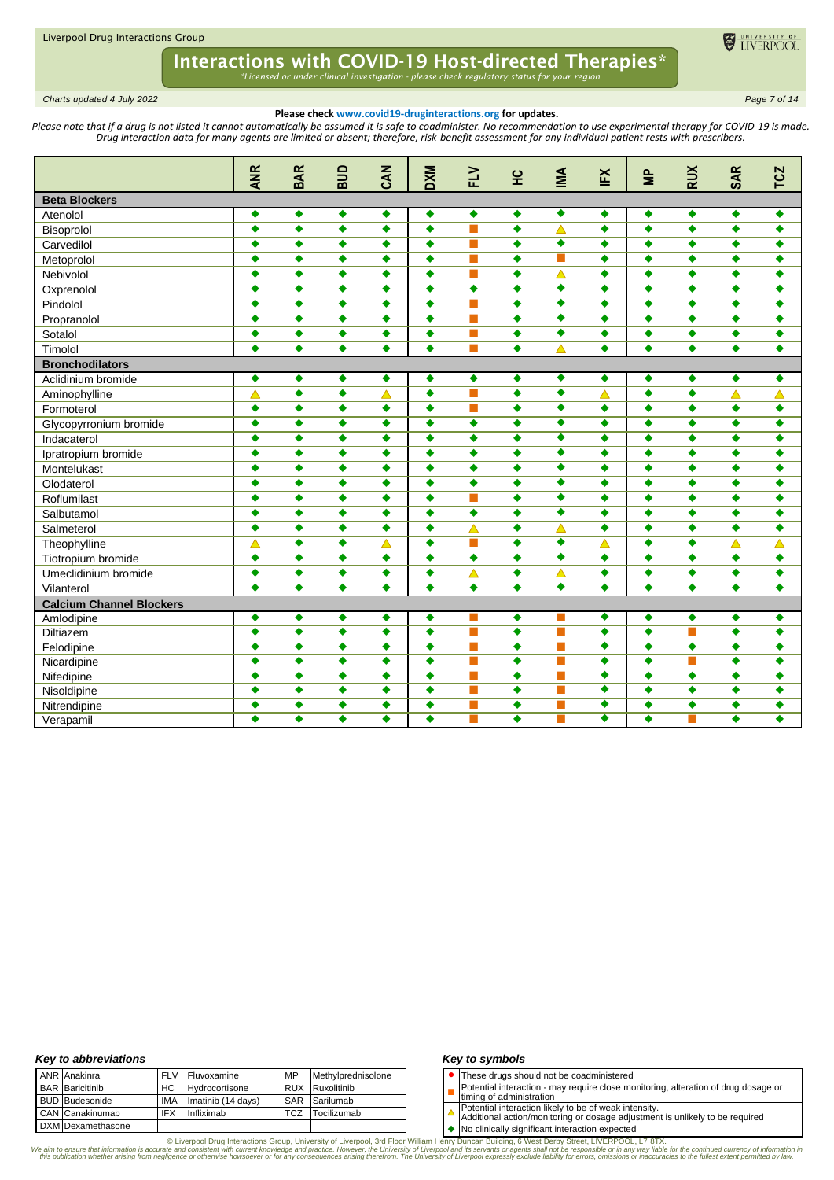# Interactions with COVID-19 Host-directed Therapies*

*\*Licensed or under clinical investigation - please check regulatory status for your region*

*Charts updated 4 July 2022*

**Please check www.covid19-druginteractions.org for updates.**

*Please note that if a drug is not listed it cannot automatically be assumed it is safe to coadminister. No recommendation to use experimental therapy for COVID-19 is made. Drug interaction data for many agents are limited or absent; therefore, risk-benefit assessment for any individual patient rests with prescribers.*

| | ANR | BAR | BUD | CAN | DXM | FLV | HC | IMA | IFX | MP | RUX | SAR | TCZ |
|---|---|---|---|---|---|---|---|---|---|---|---|---|---|
| **Beta Blockers** | | | | | | | | | | | | | |
| Atenolol | ◆ | ◆ | ◆ | ◆ | ◆ | ◆ | ◆ | ◆ | ◆ | ◆ | ◆ | ◆ | ◆ |
| Bisoprolol | ◆ | ◆ | ◆ | ◆ | ◆ | ■ | ◆ | △ | ◆ | ◆ | ◆ | ◆ | ◆ |
| Carvedilol | ◆ | ◆ | ◆ | ◆ | ◆ | ■ | ◆ | ◆ | ◆ | ◆ | ◆ | ◆ | ◆ |
| Metoprolol | ◆ | ◆ | ◆ | ◆ | ◆ | ■ | ◆ | ■ | ◆ | ◆ | ◆ | ◆ | ◆ |
| Nebivolol | ◆ | ◆ | ◆ | ◆ | ◆ | ■ | ◆ | △ | ◆ | ◆ | ◆ | ◆ | ◆ |
| Oxprenolol | ◆ | ◆ | ◆ | ◆ | ◆ | ◆ | ◆ | ◆ | ◆ | ◆ | ◆ | ◆ | ◆ |
| Pindolol | ◆ | ◆ | ◆ | ◆ | ◆ | ■ | ◆ | ◆ | ◆ | ◆ | ◆ | ◆ | ◆ |
| Propranolol | ◆ | ◆ | ◆ | ◆ | ◆ | ■ | ◆ | ◆ | ◆ | ◆ | ◆ | ◆ | ◆ |
| Sotalol | ◆ | ◆ | ◆ | ◆ | ◆ | ■ | ◆ | ◆ | ◆ | ◆ | ◆ | ◆ | ◆ |
| Timolol | ◆ | ◆ | ◆ | ◆ | ◆ | ■ | ◆ | △ | ◆ | ◆ | ◆ | ◆ | ◆ |
| **Bronchodilators** | | | | | | | | | | | | | |
| Aclidinium bromide | ◆ | ◆ | ◆ | ◆ | ◆ | ◆ | ◆ | ◆ | ◆ | ◆ | ◆ | ◆ | ◆ |
| Aminophylline | △ | ◆ | ◆ | △ | ◆ | ■ | ◆ | ◆ | △ | ◆ | ◆ | △ | △ |
| Formoterol | ◆ | ◆ | ◆ | ◆ | ◆ | ■ | ◆ | ◆ | ◆ | ◆ | ◆ | ◆ | ◆ |
| Glycopyrronium bromide | ◆ | ◆ | ◆ | ◆ | ◆ | ◆ | ◆ | ◆ | ◆ | ◆ | ◆ | ◆ | ◆ |
| Indacaterol | ◆ | ◆ | ◆ | ◆ | ◆ | ◆ | ◆ | ◆ | ◆ | ◆ | ◆ | ◆ | ◆ |
| Ipratropium bromide | ◆ | ◆ | ◆ | ◆ | ◆ | ◆ | ◆ | ◆ | ◆ | ◆ | ◆ | ◆ | ◆ |
| Montelukast | ◆ | ◆ | ◆ | ◆ | ◆ | ◆ | ◆ | ◆ | ◆ | ◆ | ◆ | ◆ | ◆ |
| Olodaterol | ◆ | ◆ | ◆ | ◆ | ◆ | ◆ | ◆ | ◆ | ◆ | ◆ | ◆ | ◆ | ◆ |
| Roflumilast | ◆ | ◆ | ◆ | ◆ | ◆ | ■ | ◆ | ◆ | ◆ | ◆ | ◆ | ◆ | ◆ |
| Salbutamol | ◆ | ◆ | ◆ | ◆ | ◆ | ◆ | ◆ | ◆ | ◆ | ◆ | ◆ | ◆ | ◆ |
| Salmeterol | ◆ | ◆ | ◆ | ◆ | ◆ | △ | ◆ | △ | ◆ | ◆ | ◆ | ◆ | ◆ |
| Theophylline | △ | ◆ | ◆ | △ | ◆ | ■ | ◆ | ◆ | △ | ◆ | ◆ | △ | △ |
| Tiotropium bromide | ◆ | ◆ | ◆ | ◆ | ◆ | ◆ | ◆ | ◆ | ◆ | ◆ | ◆ | ◆ | ◆ |
| Umeclidinium bromide | ◆ | ◆ | ◆ | ◆ | ◆ | △ | ◆ | △ | ◆ | ◆ | ◆ | ◆ | ◆ |
| Vilanterol | ◆ | ◆ | ◆ | ◆ | ◆ | ◆ | ◆ | ◆ | ◆ | ◆ | ◆ | ◆ | ◆ |
| **Calcium Channel Blockers** | | | | | | | | | | | | | |
| Amlodipine | ◆ | ◆ | ◆ | ◆ | ◆ | ■ | ◆ | ■ | ◆ | ◆ | ◆ | ◆ | ◆ |
| Diltiazem | ◆ | ◆ | ◆ | ◆ | ◆ | ■ | ◆ | ■ | ◆ | ◆ | ■ | ◆ | ◆ |
| Felodipine | ◆ | ◆ | ◆ | ◆ | ◆ | ■ | ◆ | ■ | ◆ | ◆ | ◆ | ◆ | ◆ |
| Nicardipine | ◆ | ◆ | ◆ | ◆ | ◆ | ■ | ◆ | ■ | ◆ | ◆ | ■ | ◆ | ◆ |
| Nifedipine | ◆ | ◆ | ◆ | ◆ | ◆ | ■ | ◆ | ■ | ◆ | ◆ | ◆ | ◆ | ◆ |
| Nisoldipine | ◆ | ◆ | ◆ | ◆ | ◆ | ■ | ◆ | ■ | ◆ | ◆ | ◆ | ◆ | ◆ |
| Nitrendipine | ◆ | ◆ | ◆ | ◆ | ◆ | ■ | ◆ | ■ | ◆ | ◆ | ◆ | ◆ | ◆ |
| Verapamil | ◆ | ◆ | ◆ | ◆ | ◆ | ■ | ◆ | ■ | ◆ | ◆ | ■ | ◆ | ◆ |

### *Key to abbreviations*

| | | | | | |
|---|---|---|---|---|---|
| ANR | Anakinra | FLV | Fluvoxamine | MP | Methylprednisolone |
| BAR | Baricitinib | HC | Hydrocortisone | RUX | Ruxolitinib |
| BUD | Budesonide | IMA | Imatinib (14 days) | SAR | Sarilumab |
| CAN | Canakinumab | IFX | Infliximab | TCZ | Tocilizumab |
| DXM | Dexamethasone | | | | |

### *Key to symbols*

| | |
|---|---|
| ● | These drugs should not be coadministered |
| ■ | Potential interaction - may require close monitoring, alteration of drug dosage or timing of administration |
| △ | Potential interaction likely to be of weak intensity. Additional action/monitoring or dosage adjustment is unlikely to be required |
| ◆ | No clinically significant interaction expected |

© Liverpool Drug Interactions Group, University of Liverpool, 3rd Floor William Henry Duncan Building, 6 West Derby Street, LIVERPOOL, L7 8TX.
We aim to ensure that information is accurate and consistent with current knowledge and practice. However, the University of Liverpool and its servants or agents shall not be responsible or in any way liable for the continued currency of information in this publication whether arising from negligence or otherwise howsoever or for any consequences arising therefrom. The University of Liverpool expressly exclude liability for errors, omissions or inaccuracies to the fullest extent permitted by law.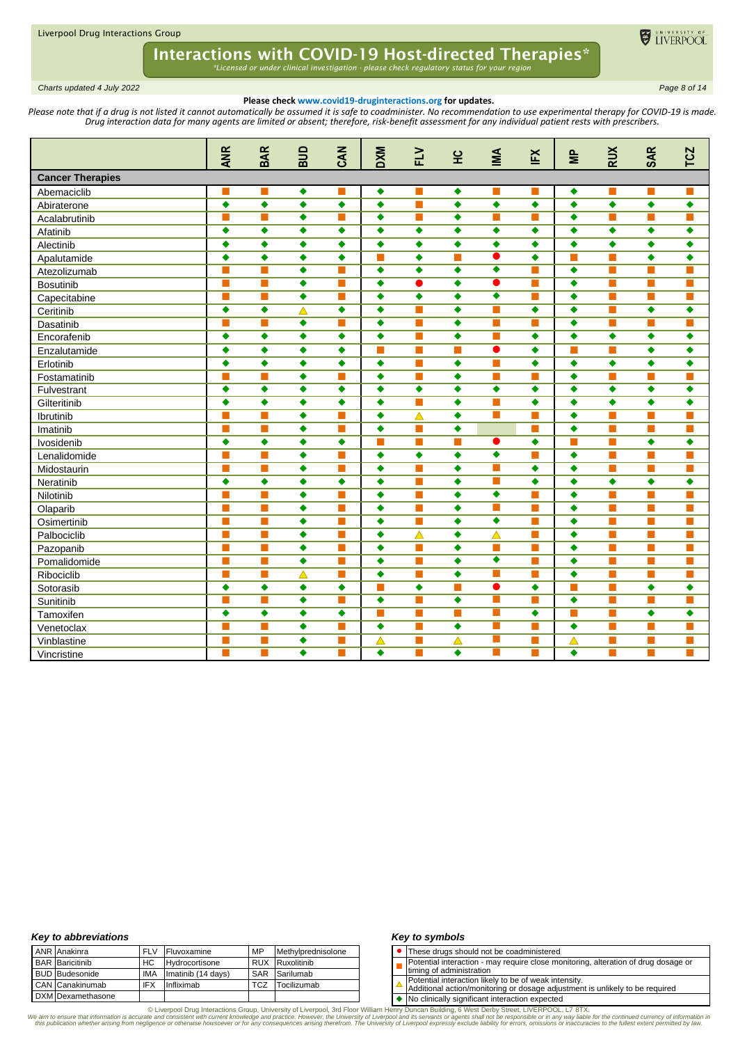Liverpool Drug Interactions Group

# Interactions with COVID-19 Host-directed Therapies*

*Licensed or under clinical investigation - please check regulatory status for your region*

*Charts updated 4 July 2022*

**Please check www.covid19-druginteractions.org for updates.**

*Please note that if a drug is not listed it cannot automatically be assumed it is safe to coadminister. No recommendation to use experimental therapy for COVID-19 is made. Drug interaction data for many agents are limited or absent; therefore, risk-benefit assessment for any individual patient rests with prescribers.*

| | ANR | BAR | BUD | CAN | DXM | FLV | HC | IMA | IFX | MP | RUX | SAR | TCZ |
|---|---|---|---|---|---|---|---|---|---|---|---|---|---|
| **Cancer Therapies** | | | | | | | | | | | | | |
| Abemaciclib | ■ | ■ | ◆ | ■ | ◆ | ■ | ◆ | ■ | ■ | ◆ | ■ | ■ | ■ |
| Abiraterone | ◆ | ◆ | ◆ | ◆ | ◆ | ■ | ◆ | ◆ | ◆ | ◆ | ◆ | ◆ | ◆ |
| Acalabrutinib | ■ | ■ | ◆ | ■ | ◆ | ■ | ◆ | ■ | ■ | ◆ | ■ | ■ | ■ |
| Afatinib | ◆ | ◆ | ◆ | ◆ | ◆ | ◆ | ◆ | ◆ | ◆ | ◆ | ◆ | ◆ | ◆ |
| Alectinib | ◆ | ◆ | ◆ | ◆ | ◆ | ◆ | ◆ | ◆ | ◆ | ◆ | ◆ | ◆ | ◆ |
| Apalutamide | ◆ | ◆ | ◆ | ◆ | ■ | ◆ | ■ | ● | ◆ | ■ | ■ | ◆ | ◆ |
| Atezolizumab | ■ | ■ | ◆ | ■ | ◆ | ◆ | ◆ | ◆ | ■ | ◆ | ■ | ■ | ■ |
| Bosutinib | ■ | ■ | ◆ | ■ | ◆ | ● | ◆ | ● | ■ | ◆ | ■ | ■ | ■ |
| Capecitabine | ■ | ■ | ◆ | ■ | ◆ | ◆ | ◆ | ◆ | ■ | ◆ | ■ | ■ | ■ |
| Ceritinib | ◆ | ◆ | △ | ◆ | ◆ | ■ | ◆ | ■ | ◆ | ◆ | ■ | ◆ | ◆ |
| Dasatinib | ■ | ■ | ◆ | ■ | ◆ | ■ | ◆ | ■ | ■ | ◆ | ■ | ■ | ■ |
| Encorafenib | ◆ | ◆ | ◆ | ◆ | ◆ | ■ | ◆ | ■ | ◆ | ◆ | ◆ | ◆ | ◆ |
| Enzalutamide | ◆ | ◆ | ◆ | ◆ | ■ | ■ | ■ | ● | ◆ | ■ | ■ | ◆ | ◆ |
| Erlotinib | ◆ | ◆ | ◆ | ◆ | ◆ | ■ | ◆ | ■ | ◆ | ◆ | ◆ | ◆ | ◆ |
| Fostamatinib | ■ | ■ | ◆ | ■ | ◆ | ■ | ◆ | ■ | ■ | ◆ | ■ | ■ | ■ |
| Fulvestrant | ◆ | ◆ | ◆ | ◆ | ◆ | ◆ | ◆ | ◆ | ◆ | ◆ | ◆ | ◆ | ◆ |
| Gilteritinib | ◆ | ◆ | ◆ | ◆ | ◆ | ■ | ◆ | ■ | ◆ | ◆ | ◆ | ◆ | ◆ |
| Ibrutinib | ■ | ■ | ◆ | ■ | ◆ | △ | ◆ | ■ | ■ | ◆ | ■ | ■ | ■ |
| Imatinib | ■ | ■ | ◆ | ■ | ◆ | ■ | ◆ | | ■ | ◆ | ■ | ■ | ■ |
| Ivosidenib | ◆ | ◆ | ◆ | ◆ | ■ | ■ | ■ | ● | ◆ | ■ | ■ | ◆ | ◆ |
| Lenalidomide | ■ | ■ | ◆ | ■ | ◆ | ◆ | ◆ | ◆ | ■ | ◆ | ■ | ■ | ■ |
| Midostaurin | ■ | ■ | ◆ | ■ | ◆ | ■ | ◆ | ■ | ◆ | ◆ | ■ | ■ | ■ |
| Neratinib | ◆ | ◆ | ◆ | ◆ | ◆ | ■ | ◆ | ■ | ◆ | ◆ | ◆ | ◆ | ◆ |
| Nilotinib | ■ | ■ | ◆ | ■ | ◆ | ■ | ◆ | ◆ | ■ | ◆ | ■ | ■ | ■ |
| Olaparib | ■ | ■ | ◆ | ■ | ◆ | ■ | ◆ | ■ | ■ | ◆ | ■ | ■ | ■ |
| Osimertinib | ■ | ■ | ◆ | ■ | ◆ | ■ | ◆ | ◆ | ■ | ◆ | ■ | ■ | ■ |
| Palbociclib | ■ | ■ | ◆ | ■ | ◆ | △ | ◆ | △ | ■ | ◆ | ■ | ■ | ■ |
| Pazopanib | ■ | ■ | ◆ | ■ | ◆ | ■ | ◆ | ■ | ■ | ◆ | ■ | ■ | ■ |
| Pomalidomide | ■ | ■ | ◆ | ■ | ◆ | ■ | ◆ | ◆ | ■ | ◆ | ■ | ■ | ■ |
| Ribociclib | ■ | ■ | △ | ■ | ◆ | ■ | ◆ | ■ | ■ | ◆ | ■ | ■ | ■ |
| Sotorasib | ◆ | ◆ | ◆ | ◆ | ■ | ◆ | ■ | ● | ◆ | ■ | ■ | ◆ | ◆ |
| Sunitinib | ■ | ■ | ◆ | ■ | ◆ | ■ | ◆ | ■ | ■ | ◆ | ■ | ■ | ■ |
| Tamoxifen | ◆ | ◆ | ◆ | ◆ | ■ | ■ | ■ | ■ | ◆ | ■ | ■ | ◆ | ◆ |
| Venetoclax | ■ | ■ | ◆ | ■ | ◆ | ■ | ◆ | ■ | ■ | ◆ | ■ | ■ | ■ |
| Vinblastine | ■ | ■ | ◆ | ■ | △ | ■ | △ | ■ | ■ | △ | ■ | ■ | ■ |
| Vincristine | ■ | ■ | ◆ | ■ | ◆ | ■ | ◆ | ■ | ■ | ◆ | ■ | ■ | ■ |

### *Key to abbreviations*

| | | | | | |
|---|---|---|---|---|---|
| ANR | Anakinra | FLV | Fluvoxamine | MP | Methylprednisolone |
| BAR | Baricitinib | HC | Hydrocortisone | RUX | Ruxolitinib |
| BUD | Budesonide | IMA | Imatinib (14 days) | SAR | Sarilumab |
| CAN | Canakinumab | IFX | Infliximab | TCZ | Tocilizumab |
| DXM | Dexamethasone | | | | |

### *Key to symbols*

| Symbol | Meaning |
|---|---|
| ● | These drugs should not be coadministered |
| ■ | Potential interaction - may require close monitoring, alteration of drug dosage or timing of administration |
| △ | Potential interaction likely to be of weak intensity. Additional action/monitoring or dosage adjustment is unlikely to be required |
| ◆ | No clinically significant interaction expected |

© Liverpool Drug Interactions Group, University of Liverpool, 3rd Floor William Henry Duncan Building, 6 West Derby Street, LIVERPOOL, L7 8TX.

*We aim to ensure that information is accurate and consistent with current knowledge and practice. However, the University of Liverpool and its servants or agents shall not be responsible or in any way liable for the continued currency of information in this publication whether arising from negligence or otherwise howsoever or for any consequences arising therefrom. The University of Liverpool expressly exclude liability for errors, omissions or inaccuracies to the fullest extent permitted by law.*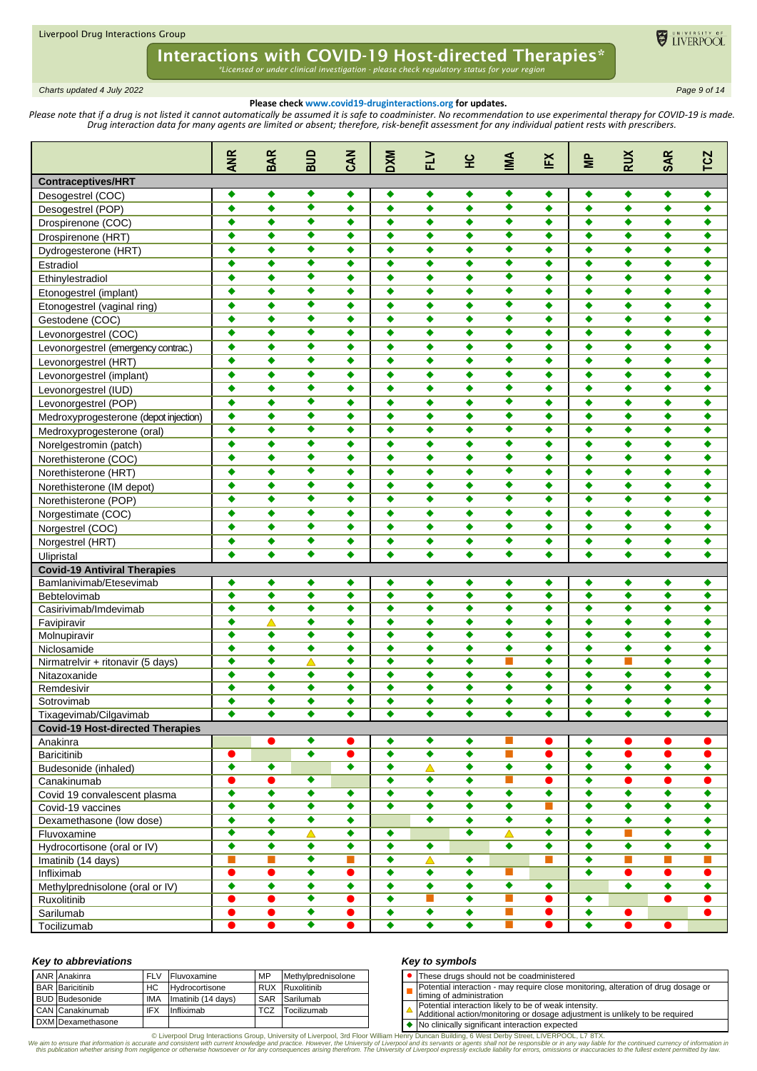# Interactions with COVID-19 Host-directed Therapies*

*\*Licensed or under clinical investigation - please check regulatory status for your region*

*Charts updated 4 July 2022*

**Please check www.covid19-druginteractions.org for updates.**

*Please note that if a drug is not listed it cannot automatically be assumed it is safe to coadminister. No recommendation to use experimental therapy for COVID-19 is made. Drug interaction data for many agents are limited or absent; therefore, risk-benefit assessment for any individual patient rests with prescribers.*

| | ANR | BAR | BUD | CAN | DXM | FLV | HC | IMA | IFX | MP | RUX | SAR | TCZ |
|---|---|---|---|---|---|---|---|---|---|---|---|---|---|
| **Contraceptives/HRT** | | | | | | | | | | | | | |
| Desogestrel (COC) | ◆ | ◆ | ◆ | ◆ | ◆ | ◆ | ◆ | ◆ | ◆ | ◆ | ◆ | ◆ | ◆ |
| Desogestrel (POP) | ◆ | ◆ | ◆ | ◆ | ◆ | ◆ | ◆ | ◆ | ◆ | ◆ | ◆ | ◆ | ◆ |
| Drospirenone (COC) | ◆ | ◆ | ◆ | ◆ | ◆ | ◆ | ◆ | ◆ | ◆ | ◆ | ◆ | ◆ | ◆ |
| Drospirenone (HRT) | ◆ | ◆ | ◆ | ◆ | ◆ | ◆ | ◆ | ◆ | ◆ | ◆ | ◆ | ◆ | ◆ |
| Dydrogesterone (HRT) | ◆ | ◆ | ◆ | ◆ | ◆ | ◆ | ◆ | ◆ | ◆ | ◆ | ◆ | ◆ | ◆ |
| Estradiol | ◆ | ◆ | ◆ | ◆ | ◆ | ◆ | ◆ | ◆ | ◆ | ◆ | ◆ | ◆ | ◆ |
| Ethinylestradiol | ◆ | ◆ | ◆ | ◆ | ◆ | ◆ | ◆ | ◆ | ◆ | ◆ | ◆ | ◆ | ◆ |
| Etonogestrel (implant) | ◆ | ◆ | ◆ | ◆ | ◆ | ◆ | ◆ | ◆ | ◆ | ◆ | ◆ | ◆ | ◆ |
| Etonogestrel (vaginal ring) | ◆ | ◆ | ◆ | ◆ | ◆ | ◆ | ◆ | ◆ | ◆ | ◆ | ◆ | ◆ | ◆ |
| Gestodene (COC) | ◆ | ◆ | ◆ | ◆ | ◆ | ◆ | ◆ | ◆ | ◆ | ◆ | ◆ | ◆ | ◆ |
| Levonorgestrel (COC) | ◆ | ◆ | ◆ | ◆ | ◆ | ◆ | ◆ | ◆ | ◆ | ◆ | ◆ | ◆ | ◆ |
| Levonorgestrel (emergency contrac.) | ◆ | ◆ | ◆ | ◆ | ◆ | ◆ | ◆ | ◆ | ◆ | ◆ | ◆ | ◆ | ◆ |
| Levonorgestrel (HRT) | ◆ | ◆ | ◆ | ◆ | ◆ | ◆ | ◆ | ◆ | ◆ | ◆ | ◆ | ◆ | ◆ |
| Levonorgestrel (implant) | ◆ | ◆ | ◆ | ◆ | ◆ | ◆ | ◆ | ◆ | ◆ | ◆ | ◆ | ◆ | ◆ |
| Levonorgestrel (IUD) | ◆ | ◆ | ◆ | ◆ | ◆ | ◆ | ◆ | ◆ | ◆ | ◆ | ◆ | ◆ | ◆ |
| Levonorgestrel (POP) | ◆ | ◆ | ◆ | ◆ | ◆ | ◆ | ◆ | ◆ | ◆ | ◆ | ◆ | ◆ | ◆ |
| Medroxyprogesterone (depot injection) | ◆ | ◆ | ◆ | ◆ | ◆ | ◆ | ◆ | ◆ | ◆ | ◆ | ◆ | ◆ | ◆ |
| Medroxyprogesterone (oral) | ◆ | ◆ | ◆ | ◆ | ◆ | ◆ | ◆ | ◆ | ◆ | ◆ | ◆ | ◆ | ◆ |
| Norelgestromin (patch) | ◆ | ◆ | ◆ | ◆ | ◆ | ◆ | ◆ | ◆ | ◆ | ◆ | ◆ | ◆ | ◆ |
| Norethisterone (COC) | ◆ | ◆ | ◆ | ◆ | ◆ | ◆ | ◆ | ◆ | ◆ | ◆ | ◆ | ◆ | ◆ |
| Norethisterone (HRT) | ◆ | ◆ | ◆ | ◆ | ◆ | ◆ | ◆ | ◆ | ◆ | ◆ | ◆ | ◆ | ◆ |
| Norethisterone (IM depot) | ◆ | ◆ | ◆ | ◆ | ◆ | ◆ | ◆ | ◆ | ◆ | ◆ | ◆ | ◆ | ◆ |
| Norethisterone (POP) | ◆ | ◆ | ◆ | ◆ | ◆ | ◆ | ◆ | ◆ | ◆ | ◆ | ◆ | ◆ | ◆ |
| Norgestimate (COC) | ◆ | ◆ | ◆ | ◆ | ◆ | ◆ | ◆ | ◆ | ◆ | ◆ | ◆ | ◆ | ◆ |
| Norgestrel (COC) | ◆ | ◆ | ◆ | ◆ | ◆ | ◆ | ◆ | ◆ | ◆ | ◆ | ◆ | ◆ | ◆ |
| Norgestrel (HRT) | ◆ | ◆ | ◆ | ◆ | ◆ | ◆ | ◆ | ◆ | ◆ | ◆ | ◆ | ◆ | ◆ |
| Ulipristal | ◆ | ◆ | ◆ | ◆ | ◆ | ◆ | ◆ | ◆ | ◆ | ◆ | ◆ | ◆ | ◆ |
| **Covid-19 Antiviral Therapies** | | | | | | | | | | | | | |
| Bamlanivimab/Etesevimab | ◆ | ◆ | ◆ | ◆ | ◆ | ◆ | ◆ | ◆ | ◆ | ◆ | ◆ | ◆ | ◆ |
| Bebtelovimab | ◆ | ◆ | ◆ | ◆ | ◆ | ◆ | ◆ | ◆ | ◆ | ◆ | ◆ | ◆ | ◆ |
| Casirivimab/Imdevimab | ◆ | ◆ | ◆ | ◆ | ◆ | ◆ | ◆ | ◆ | ◆ | ◆ | ◆ | ◆ | ◆ |
| Favipiravir | ◆ | △ | ◆ | ◆ | ◆ | ◆ | ◆ | ◆ | ◆ | ◆ | ◆ | ◆ | ◆ |
| Molnupiravir | ◆ | ◆ | ◆ | ◆ | ◆ | ◆ | ◆ | ◆ | ◆ | ◆ | ◆ | ◆ | ◆ |
| Niclosamide | ◆ | ◆ | ◆ | ◆ | ◆ | ◆ | ◆ | ◆ | ◆ | ◆ | ◆ | ◆ | ◆ |
| Nirmatrelvir + ritonavir (5 days) | ◆ | ◆ | △ | ◆ | ◆ | ◆ | ◆ | ■ | ◆ | ◆ | ■ | ◆ | ◆ |
| Nitazoxanide | ◆ | ◆ | ◆ | ◆ | ◆ | ◆ | ◆ | ◆ | ◆ | ◆ | ◆ | ◆ | ◆ |
| Remdesivir | ◆ | ◆ | ◆ | ◆ | ◆ | ◆ | ◆ | ◆ | ◆ | ◆ | ◆ | ◆ | ◆ |
| Sotrovimab | ◆ | ◆ | ◆ | ◆ | ◆ | ◆ | ◆ | ◆ | ◆ | ◆ | ◆ | ◆ | ◆ |
| Tixagevimab/Cilgavimab | ◆ | ◆ | ◆ | ◆ | ◆ | ◆ | ◆ | ◆ | ◆ | ◆ | ◆ | ◆ | ◆ |
| **Covid-19 Host-directed Therapies** | | | | | | | | | | | | | |
| Anakinra | | ● | ◆ | ● | ◆ | ◆ | ◆ | ■ | ● | ◆ | ● | ● | ● |
| Baricitinib | ● | | ◆ | ● | ◆ | ◆ | ◆ | ■ | ● | ◆ | ● | ● | ● |
| Budesonide (inhaled) | ◆ | ◆ | | ◆ | ◆ | △ | ◆ | ◆ | ◆ | ◆ | ◆ | ◆ | ◆ |
| Canakinumab | ● | ● | ◆ | | ◆ | ◆ | ◆ | ■ | ● | ◆ | ● | ● | ● |
| Covid 19 convalescent plasma | ◆ | ◆ | ◆ | ◆ | ◆ | ◆ | ◆ | ◆ | ◆ | ◆ | ◆ | ◆ | ◆ |
| Covid-19 vaccines | ◆ | ◆ | ◆ | ◆ | ◆ | ◆ | ◆ | ◆ | ■ | ◆ | ◆ | ◆ | ◆ |
| Dexamethasone (low dose) | ◆ | ◆ | ◆ | ◆ | | ◆ | ◆ | ◆ | ◆ | ◆ | ◆ | ◆ | ◆ |
| Fluvoxamine | ◆ | ◆ | △ | ◆ | ◆ | | ◆ | △ | ◆ | ◆ | ■ | ◆ | ◆ |
| Hydrocortisone (oral or IV) | ◆ | ◆ | ◆ | ◆ | ◆ | ◆ | | ◆ | ◆ | ◆ | ◆ | ◆ | ◆ |
| Imatinib (14 days) | ■ | ■ | ◆ | ■ | ◆ | △ | ◆ | | ■ | ◆ | ■ | ■ | ■ |
| Infliximab | ● | ● | ◆ | ● | ◆ | ◆ | ◆ | ■ | | ◆ | ● | ● | ● |
| Methylprednisolone (oral or IV) | ◆ | ◆ | ◆ | ◆ | ◆ | ◆ | ◆ | ◆ | ◆ | | ◆ | ◆ | ◆ |
| Ruxolitinib | ● | ● | ◆ | ● | ◆ | ■ | ◆ | ■ | ● | ◆ | | ● | ● |
| Sarilumab | ● | ● | ◆ | ● | ◆ | ◆ | ◆ | ■ | ● | ◆ | ● | | ● |
| Tocilizumab | ● | ● | ◆ | ● | ◆ | ◆ | ◆ | ■ | ● | ◆ | ● | ● | |

### *Key to abbreviations*

| | | | | | | | |
|---|---|---|---|---|---|---|---|
| ANR | Anakinra | FLV | Fluvoxamine | MP | Methylprednisolone | | |
| BAR | Baricitinib | HC | Hydrocortisone | RUX | Ruxolitinib | | |
| BUD | Budesonide | IMA | Imatinib (14 days) | SAR | Sarilumab | | |
| CAN | Canakinumab | IFX | Infliximab | TCZ | Tocilizumab | | |
| DXM | Dexamethasone | | | | | | |

### *Key to symbols*

| Symbol | Meaning |
|---|---|
| ● | These drugs should not be coadministered |
| ■ | Potential interaction - may require close monitoring, alteration of drug dosage or timing of administration |
| △ | Potential interaction likely to be of weak intensity. Additional action/monitoring or dosage adjustment is unlikely to be required |
| ◆ | No clinically significant interaction expected |

© Liverpool Drug Interactions Group, University of Liverpool, 3rd Floor William Henry Duncan Building, 6 West Derby Street, LIVERPOOL, L7 8TX.

*We aim to ensure that information is accurate and consistent with current knowledge and practice. However, the University of Liverpool and its servants or agents shall not be responsible or in any way liable for the continued currency of information in this publication whether arising from negligence or otherwise howsoever or for any consequences arising therefrom. The University of Liverpool expressly exclude liability for errors, omissions or inaccuracies to the fullest extent permitted by law.*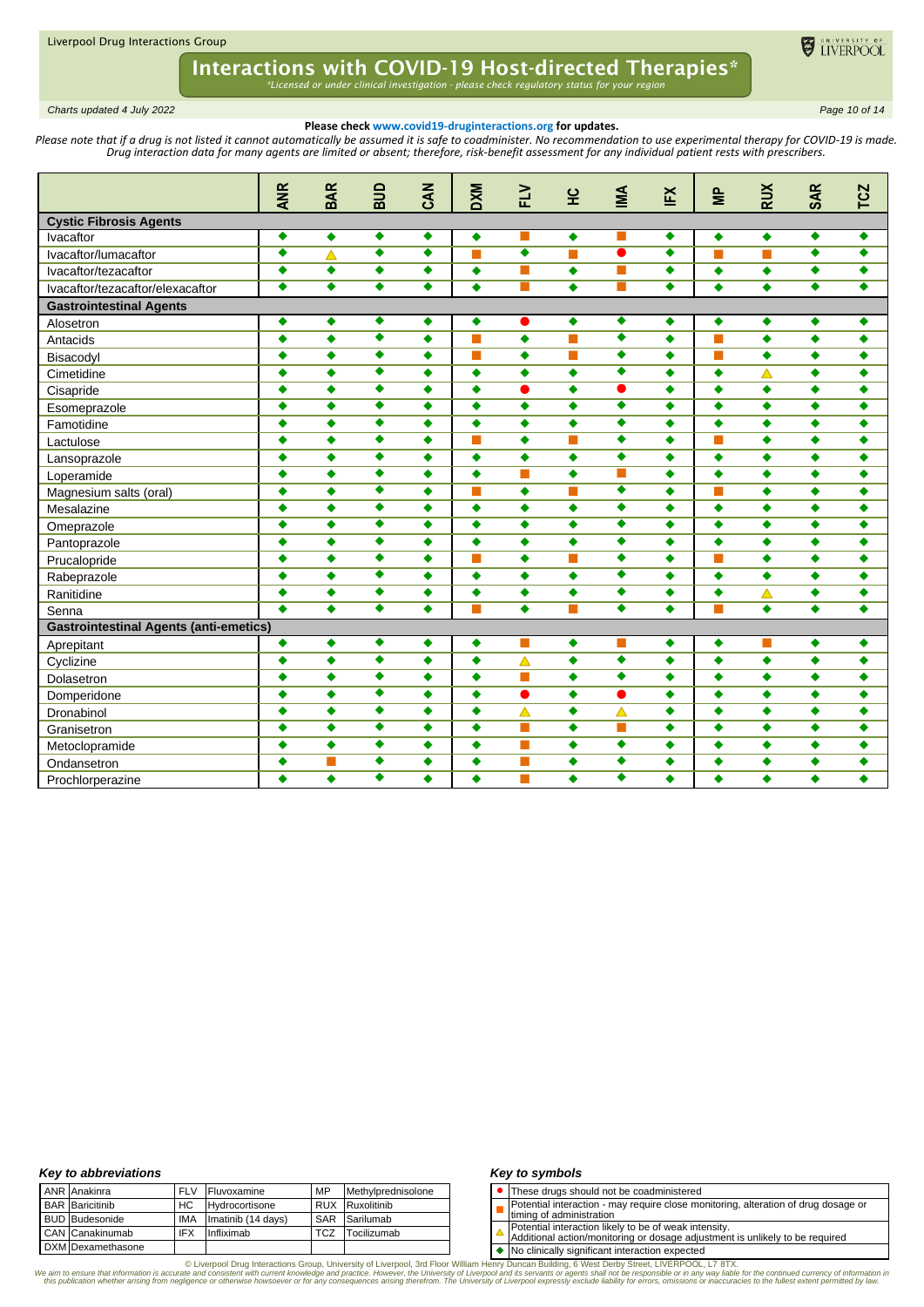# Interactions with COVID-19 Host-directed Therapies*

*Licensed or under clinical investigation - please check regulatory status for your region*

*Charts updated 4 July 2022*

**Please check www.covid19-druginteractions.org for updates.**

*Please note that if a drug is not listed it cannot automatically be assumed it is safe to coadminister. No recommendation to use experimental therapy for COVID-19 is made. Drug interaction data for many agents are limited or absent; therefore, risk-benefit assessment for any individual patient rests with prescribers.*

| | ANR | BAR | BUD | CAN | DXM | FLV | HC | IMA | IFX | MP | RUX | SAR | TCZ |
|---|---|---|---|---|---|---|---|---|---|---|---|---|---|
| **Cystic Fibrosis Agents** | | | | | | | | | | | | | |
| Ivacaftor | ◆ | ◆ | ◆ | ◆ | ◆ | ■ | ◆ | ■ | ◆ | ◆ | ◆ | ◆ | ◆ |
| Ivacaftor/lumacaftor | ◆ | △ | ◆ | ◆ | ■ | ◆ | ■ | ● | ◆ | ■ | ■ | ◆ | ◆ |
| Ivacaftor/tezacaftor | ◆ | ◆ | ◆ | ◆ | ◆ | ■ | ◆ | ■ | ◆ | ◆ | ◆ | ◆ | ◆ |
| Ivacaftor/tezacaftor/elexacaftor | ◆ | ◆ | ◆ | ◆ | ◆ | ■ | ◆ | ■ | ◆ | ◆ | ◆ | ◆ | ◆ |
| **Gastrointestinal Agents** | | | | | | | | | | | | | |
| Alosetron | ◆ | ◆ | ◆ | ◆ | ◆ | ● | ◆ | ◆ | ◆ | ◆ | ◆ | ◆ | ◆ |
| Antacids | ◆ | ◆ | ◆ | ◆ | ■ | ◆ | ■ | ◆ | ◆ | ■ | ◆ | ◆ | ◆ |
| Bisacodyl | ◆ | ◆ | ◆ | ◆ | ■ | ◆ | ■ | ◆ | ◆ | ■ | ◆ | ◆ | ◆ |
| Cimetidine | ◆ | ◆ | ◆ | ◆ | ◆ | ◆ | ◆ | ◆ | ◆ | ◆ | △ | ◆ | ◆ |
| Cisapride | ◆ | ◆ | ◆ | ◆ | ◆ | ● | ◆ | ● | ◆ | ◆ | ◆ | ◆ | ◆ |
| Esomeprazole | ◆ | ◆ | ◆ | ◆ | ◆ | ◆ | ◆ | ◆ | ◆ | ◆ | ◆ | ◆ | ◆ |
| Famotidine | ◆ | ◆ | ◆ | ◆ | ◆ | ◆ | ◆ | ◆ | ◆ | ◆ | ◆ | ◆ | ◆ |
| Lactulose | ◆ | ◆ | ◆ | ◆ | ■ | ◆ | ■ | ◆ | ◆ | ■ | ◆ | ◆ | ◆ |
| Lansoprazole | ◆ | ◆ | ◆ | ◆ | ◆ | ◆ | ◆ | ◆ | ◆ | ◆ | ◆ | ◆ | ◆ |
| Loperamide | ◆ | ◆ | ◆ | ◆ | ◆ | ■ | ◆ | ■ | ◆ | ◆ | ◆ | ◆ | ◆ |
| Magnesium salts (oral) | ◆ | ◆ | ◆ | ◆ | ■ | ◆ | ■ | ◆ | ◆ | ■ | ◆ | ◆ | ◆ |
| Mesalazine | ◆ | ◆ | ◆ | ◆ | ◆ | ◆ | ◆ | ◆ | ◆ | ◆ | ◆ | ◆ | ◆ |
| Omeprazole | ◆ | ◆ | ◆ | ◆ | ◆ | ◆ | ◆ | ◆ | ◆ | ◆ | ◆ | ◆ | ◆ |
| Pantoprazole | ◆ | ◆ | ◆ | ◆ | ◆ | ◆ | ◆ | ◆ | ◆ | ◆ | ◆ | ◆ | ◆ |
| Prucalopride | ◆ | ◆ | ◆ | ◆ | ■ | ◆ | ■ | ◆ | ◆ | ■ | ◆ | ◆ | ◆ |
| Rabeprazole | ◆ | ◆ | ◆ | ◆ | ◆ | ◆ | ◆ | ◆ | ◆ | ◆ | ◆ | ◆ | ◆ |
| Ranitidine | ◆ | ◆ | ◆ | ◆ | ◆ | ◆ | ◆ | ◆ | ◆ | ◆ | △ | ◆ | ◆ |
| Senna | ◆ | ◆ | ◆ | ◆ | ■ | ◆ | ■ | ◆ | ◆ | ■ | ◆ | ◆ | ◆ |
| **Gastrointestinal Agents (anti-emetics)** | | | | | | | | | | | | | |
| Aprepitant | ◆ | ◆ | ◆ | ◆ | ◆ | ■ | ◆ | ■ | ◆ | ◆ | ■ | ◆ | ◆ |
| Cyclizine | ◆ | ◆ | ◆ | ◆ | ◆ | △ | ◆ | ◆ | ◆ | ◆ | ◆ | ◆ | ◆ |
| Dolasetron | ◆ | ◆ | ◆ | ◆ | ◆ | ■ | ◆ | ◆ | ◆ | ◆ | ◆ | ◆ | ◆ |
| Domperidone | ◆ | ◆ | ◆ | ◆ | ◆ | ● | ◆ | ● | ◆ | ◆ | ◆ | ◆ | ◆ |
| Dronabinol | ◆ | ◆ | ◆ | ◆ | ◆ | △ | ◆ | △ | ◆ | ◆ | ◆ | ◆ | ◆ |
| Granisetron | ◆ | ◆ | ◆ | ◆ | ◆ | ■ | ◆ | ■ | ◆ | ◆ | ◆ | ◆ | ◆ |
| Metoclopramide | ◆ | ◆ | ◆ | ◆ | ◆ | ■ | ◆ | ◆ | ◆ | ◆ | ◆ | ◆ | ◆ |
| Ondansetron | ◆ | ■ | ◆ | ◆ | ◆ | ■ | ◆ | ◆ | ◆ | ◆ | ◆ | ◆ | ◆ |
| Prochlorperazine | ◆ | ◆ | ◆ | ◆ | ◆ | ■ | ◆ | ◆ | ◆ | ◆ | ◆ | ◆ | ◆ |

### Key to abbreviations

| | | | | | |
|---|---|---|---|---|---|
| ANR | Anakinra | FLV | Fluvoxamine | MP | Methylprednisolone |
| BAR | Baricitinib | HC | Hydrocortisone | RUX | Ruxolitinib |
| BUD | Budesonide | IMA | Imatinib (14 days) | SAR | Sarilumab |
| CAN | Canakinumab | IFX | Infliximab | TCZ | Tocilizumab |
| DXM | Dexamethasone | | | | |

### Key to symbols

| Symbol | Meaning |
|---|---|
| ● | These drugs should not be coadministered |
| ■ | Potential interaction - may require close monitoring, alteration of drug dosage or timing of administration |
| △ | Potential interaction likely to be of weak intensity. Additional action/monitoring or dosage adjustment is unlikely to be required |
| ◆ | No clinically significant interaction expected |

© Liverpool Drug Interactions Group, University of Liverpool, 3rd Floor William Henry Duncan Building, 6 West Derby Street, LIVERPOOL, L7 8TX.

*We aim to ensure that information is accurate and consistent with current knowledge and practice. However, the University of Liverpool and its servants or agents shall not be responsible or in any way liable for the continued currency of information in this publication whether arising from negligence or otherwise howsoever or for any consequences arising therefrom. The University of Liverpool expressly exclude liability for errors, omissions or inaccuracies to the fullest extent permitted by law.*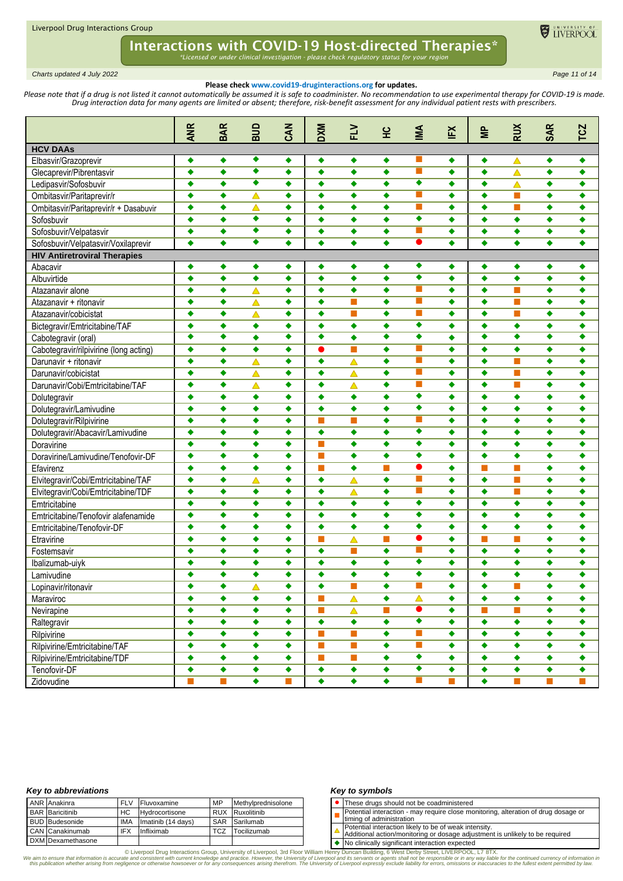# Interactions with COVID-19 Host-directed Therapies*

*Licensed or under clinical investigation - please check regulatory status for your region

*Charts updated 4 July 2022*

**Please check www.covid19-druginteractions.org for updates.**

*Please note that if a drug is not listed it cannot automatically be assumed it is safe to coadminister. No recommendation to use experimental therapy for COVID-19 is made. Drug interaction data for many agents are limited or absent; therefore, risk-benefit assessment for any individual patient rests with prescribers.*

| | ANR | BAR | BUD | CAN | DXM | FLV | HC | IMA | IFX | MP | RUX | SAR | TCZ |
|---|---|---|---|---|---|---|---|---|---|---|---|---|---|
| **HCV DAAs** | | | | | | | | | | | | | |
| Elbasvir/Grazoprevir | ◆ | ◆ | ◆ | ◆ | ◆ | ◆ | ◆ | ■ | ◆ | ◆ | △ | ◆ | ◆ |
| Glecaprevir/Pibrentasvir | ◆ | ◆ | ◆ | ◆ | ◆ | ◆ | ◆ | ■ | ◆ | ◆ | △ | ◆ | ◆ |
| Ledipasvir/Sofosbuvir | ◆ | ◆ | ◆ | ◆ | ◆ | ◆ | ◆ | ◆ | ◆ | ◆ | △ | ◆ | ◆ |
| Ombitasvir/Paritaprevir/r | ◆ | ◆ | △ | ◆ | ◆ | ◆ | ◆ | ■ | ◆ | ◆ | ■ | ◆ | ◆ |
| Ombitasvir/Paritaprevir/r + Dasabuvir | ◆ | ◆ | △ | ◆ | ◆ | ◆ | ◆ | ■ | ◆ | ◆ | ■ | ◆ | ◆ |
| Sofosbuvir | ◆ | ◆ | ◆ | ◆ | ◆ | ◆ | ◆ | ◆ | ◆ | ◆ | ◆ | ◆ | ◆ |
| Sofosbuvir/Velpatasvir | ◆ | ◆ | ◆ | ◆ | ◆ | ◆ | ◆ | ■ | ◆ | ◆ | ◆ | ◆ | ◆ |
| Sofosbuvir/Velpatasvir/Voxilaprevir | ◆ | ◆ | ◆ | ◆ | ◆ | ◆ | ◆ | ● | ◆ | ◆ | ◆ | ◆ | ◆ |
| **HIV Antiretroviral Therapies** | | | | | | | | | | | | | |
| Abacavir | ◆ | ◆ | ◆ | ◆ | ◆ | ◆ | ◆ | ◆ | ◆ | ◆ | ◆ | ◆ | ◆ |
| Albuvirtide | ◆ | ◆ | ◆ | ◆ | ◆ | ◆ | ◆ | ◆ | ◆ | ◆ | ◆ | ◆ | ◆ |
| Atazanavir alone | ◆ | ◆ | △ | ◆ | ◆ | ◆ | ◆ | ■ | ◆ | ◆ | ■ | ◆ | ◆ |
| Atazanavir + ritonavir | ◆ | ◆ | △ | ◆ | ◆ | ■ | ◆ | ■ | ◆ | ◆ | ■ | ◆ | ◆ |
| Atazanavir/cobicistat | ◆ | ◆ | △ | ◆ | ◆ | ■ | ◆ | ■ | ◆ | ◆ | ■ | ◆ | ◆ |
| Bictegravir/Emtricitabine/TAF | ◆ | ◆ | ◆ | ◆ | ◆ | ◆ | ◆ | ◆ | ◆ | ◆ | ◆ | ◆ | ◆ |
| Cabotegravir (oral) | ◆ | ◆ | ◆ | ◆ | ◆ | ◆ | ◆ | ◆ | ◆ | ◆ | ◆ | ◆ | ◆ |
| Cabotegravir/rilpivirine (long acting) | ◆ | ◆ | ◆ | ◆ | ● | ■ | ◆ | ■ | ◆ | ◆ | ◆ | ◆ | ◆ |
| Darunavir + ritonavir | ◆ | ◆ | △ | ◆ | ◆ | △ | ◆ | ■ | ◆ | ◆ | ■ | ◆ | ◆ |
| Darunavir/cobicistat | ◆ | ◆ | △ | ◆ | ◆ | △ | ◆ | ■ | ◆ | ◆ | ■ | ◆ | ◆ |
| Darunavir/Cobi/Emtricitabine/TAF | ◆ | ◆ | △ | ◆ | ◆ | △ | ◆ | ■ | ◆ | ◆ | ■ | ◆ | ◆ |
| Dolutegravir | ◆ | ◆ | ◆ | ◆ | ◆ | ◆ | ◆ | ◆ | ◆ | ◆ | ◆ | ◆ | ◆ |
| Dolutegravir/Lamivudine | ◆ | ◆ | ◆ | ◆ | ◆ | ◆ | ◆ | ◆ | ◆ | ◆ | ◆ | ◆ | ◆ |
| Dolutegravir/Rilpivirine | ◆ | ◆ | ◆ | ◆ | ■ | ■ | ◆ | ■ | ◆ | ◆ | ◆ | ◆ | ◆ |
| Dolutegravir/Abacavir/Lamivudine | ◆ | ◆ | ◆ | ◆ | ◆ | ◆ | ◆ | ◆ | ◆ | ◆ | ◆ | ◆ | ◆ |
| Doravirine | ◆ | ◆ | ◆ | ◆ | ■ | ◆ | ◆ | ◆ | ◆ | ◆ | ◆ | ◆ | ◆ |
| Doravirine/Lamivudine/Tenofovir-DF | ◆ | ◆ | ◆ | ◆ | ■ | ◆ | ◆ | ◆ | ◆ | ◆ | ◆ | ◆ | ◆ |
| Efavirenz | ◆ | ◆ | ◆ | ◆ | ■ | ◆ | ■ | ● | ◆ | ■ | ■ | ◆ | ◆ |
| Elvitegravir/Cobi/Emtricitabine/TAF | ◆ | ◆ | △ | ◆ | ◆ | △ | ◆ | ■ | ◆ | ◆ | ■ | ◆ | ◆ |
| Elvitegravir/Cobi/Emtricitabine/TDF | ◆ | ◆ | ◆ | ◆ | ◆ | △ | ◆ | ■ | ◆ | ◆ | ■ | ◆ | ◆ |
| Emtricitabine | ◆ | ◆ | ◆ | ◆ | ◆ | ◆ | ◆ | ◆ | ◆ | ◆ | ◆ | ◆ | ◆ |
| Emtricitabine/Tenofovir alafenamide | ◆ | ◆ | ◆ | ◆ | ◆ | ◆ | ◆ | ◆ | ◆ | ◆ | ◆ | ◆ | ◆ |
| Emtricitabine/Tenofovir-DF | ◆ | ◆ | ◆ | ◆ | ◆ | ◆ | ◆ | ◆ | ◆ | ◆ | ◆ | ◆ | ◆ |
| Etravirine | ◆ | ◆ | ◆ | ◆ | ■ | △ | ■ | ● | ◆ | ■ | ■ | ◆ | ◆ |
| Fostemsavir | ◆ | ◆ | ◆ | ◆ | ◆ | ■ | ◆ | ■ | ◆ | ◆ | ◆ | ◆ | ◆ |
| Ibalizumab-uiyk | ◆ | ◆ | ◆ | ◆ | ◆ | ◆ | ◆ | ◆ | ◆ | ◆ | ◆ | ◆ | ◆ |
| Lamivudine | ◆ | ◆ | ◆ | ◆ | ◆ | ◆ | ◆ | ◆ | ◆ | ◆ | ◆ | ◆ | ◆ |
| Lopinavir/ritonavir | ◆ | ◆ | △ | ◆ | ◆ | ■ | ◆ | ■ | ◆ | ◆ | ■ | ◆ | ◆ |
| Maraviroc | ◆ | ◆ | ◆ | ◆ | ■ | △ | ◆ | △ | ◆ | ◆ | ◆ | ◆ | ◆ |
| Nevirapine | ◆ | ◆ | ◆ | ◆ | ■ | △ | ■ | ● | ◆ | ■ | ■ | ◆ | ◆ |
| Raltegravir | ◆ | ◆ | ◆ | ◆ | ◆ | ◆ | ◆ | ◆ | ◆ | ◆ | ◆ | ◆ | ◆ |
| Rilpivirine | ◆ | ◆ | ◆ | ◆ | ■ | ■ | ◆ | ■ | ◆ | ◆ | ◆ | ◆ | ◆ |
| Rilpivirine/Emtricitabine/TAF | ◆ | ◆ | ◆ | ◆ | ■ | ■ | ◆ | ■ | ◆ | ◆ | ◆ | ◆ | ◆ |
| Rilpivirine/Emtricitabine/TDF | ◆ | ◆ | ◆ | ◆ | ■ | ■ | ◆ | ◆ | ◆ | ◆ | ◆ | ◆ | ◆ |
| Tenofovir-DF | ◆ | ◆ | ◆ | ◆ | ◆ | ◆ | ◆ | ◆ | ◆ | ◆ | ◆ | ◆ | ◆ |
| Zidovudine | ■ | ■ | ◆ | ■ | ◆ | ◆ | ◆ | ■ | ■ | ◆ | ■ | ■ | ■ |

### Key to abbreviations

| | | | | | | | |
|---|---|---|---|---|---|---|---|
| ANR | Anakinra | FLV | Fluvoxamine | MP | Methylprednisolone | | |
| BAR | Baricitinib | HC | Hydrocortisone | RUX | Ruxolitinib | | |
| BUD | Budesonide | IMA | Imatinib (14 days) | SAR | Sarilumab | | |
| CAN | Canakinumab | IFX | Infliximab | TCZ | Tocilizumab | | |
| DXM | Dexamethasone | | | | | | |

### Key to symbols

| Symbol | Meaning |
|---|---|
| ● | These drugs should not be coadministered |
| ■ | Potential interaction - may require close monitoring, alteration of drug dosage or timing of administration |
| △ | Potential interaction likely to be of weak intensity. Additional action/monitoring or dosage adjustment is unlikely to be required |
| ◆ | No clinically significant interaction expected |

© Liverpool Drug Interactions Group, University of Liverpool, 3rd Floor William Henry Duncan Building, 6 West Derby Street, LIVERPOOL, L7 8TX.

*We aim to ensure that information is accurate and consistent with current knowledge and practice. However, the University of Liverpool and its servants or agents shall not be responsible or in any way liable for the continued currency of information in this publication whether arising from negligence or otherwise howsoever or for any consequences arising therefrom. The University of Liverpool expressly exclude liability for errors, omissions or inaccuracies to the fullest extent permitted by law.*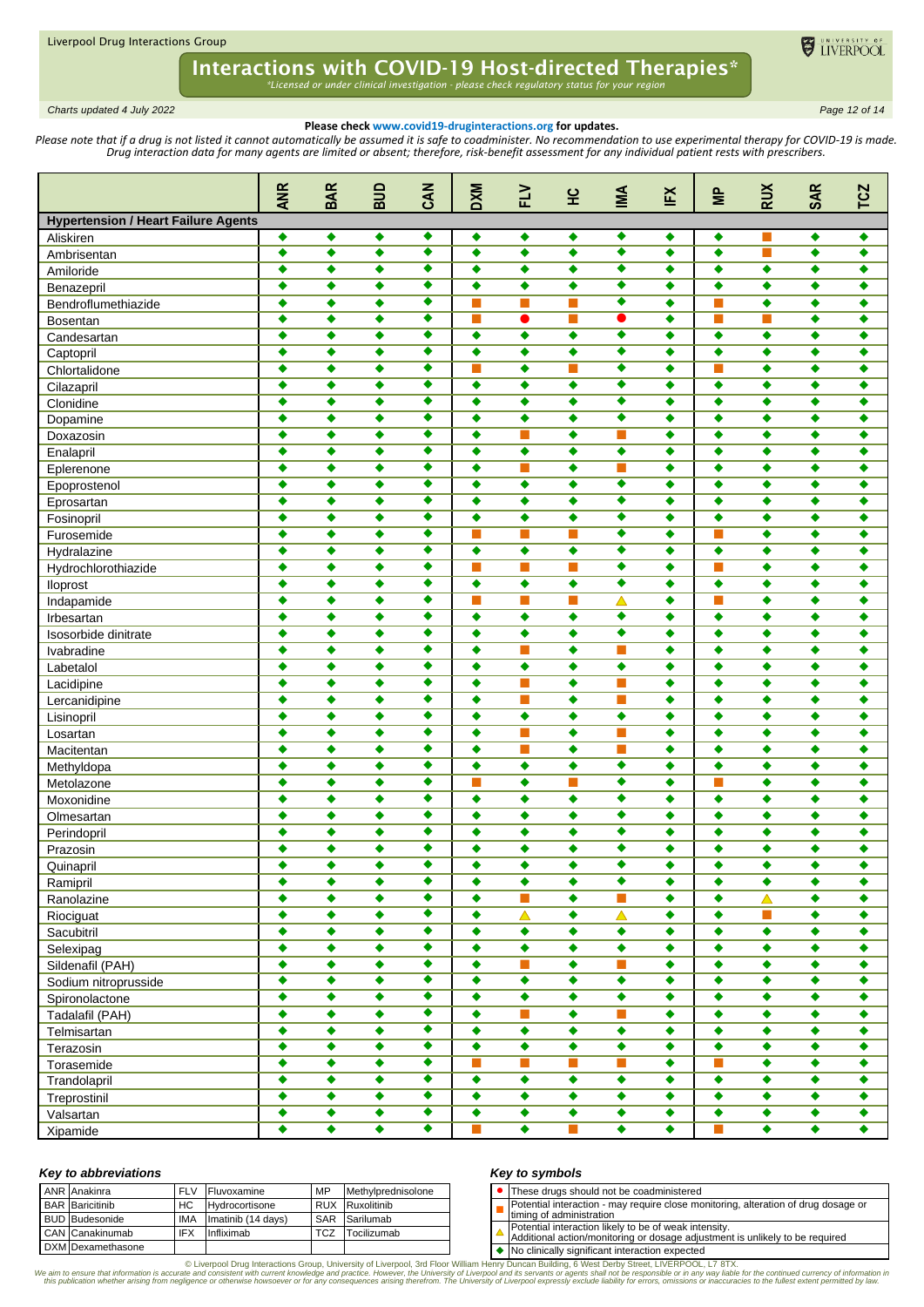# Interactions with COVID-19 Host-directed Therapies*

*Licensed or under clinical investigation - please check regulatory status for your region*

*Charts updated 4 July 2022*

**Please check www.covid19-druginteractions.org for updates.**

*Please note that if a drug is not listed it cannot automatically be assumed it is safe to coadminister. No recommendation to use experimental therapy for COVID-19 is made. Drug interaction data for many agents are limited or absent; therefore, risk-benefit assessment for any individual patient rests with prescribers.*

| | ANR | BAR | BUD | CAN | DXM | FLV | HC | IMA | IFX | MP | RUX | SAR | TCZ |
|---|---|---|---|---|---|---|---|---|---|---|---|---|---|
| **Hypertension / Heart Failure Agents** | | | | | | | | | | | | | |
| Aliskiren | ◆ | ◆ | ◆ | ◆ | ◆ | ◆ | ◆ | ◆ | ◆ | ◆ | ■ | ◆ | ◆ |
| Ambrisentan | ◆ | ◆ | ◆ | ◆ | ◆ | ◆ | ◆ | ◆ | ◆ | ◆ | ■ | ◆ | ◆ |
| Amiloride | ◆ | ◆ | ◆ | ◆ | ◆ | ◆ | ◆ | ◆ | ◆ | ◆ | ◆ | ◆ | ◆ |
| Benazepril | ◆ | ◆ | ◆ | ◆ | ◆ | ◆ | ◆ | ◆ | ◆ | ◆ | ◆ | ◆ | ◆ |
| Bendroflumethiazide | ◆ | ◆ | ◆ | ◆ | ■ | ■ | ■ | ◆ | ◆ | ■ | ◆ | ◆ | ◆ |
| Bosentan | ◆ | ◆ | ◆ | ◆ | ■ | ● | ■ | ● | ◆ | ■ | ■ | ◆ | ◆ |
| Candesartan | ◆ | ◆ | ◆ | ◆ | ◆ | ◆ | ◆ | ◆ | ◆ | ◆ | ◆ | ◆ | ◆ |
| Captopril | ◆ | ◆ | ◆ | ◆ | ◆ | ◆ | ◆ | ◆ | ◆ | ◆ | ◆ | ◆ | ◆ |
| Chlortalidone | ◆ | ◆ | ◆ | ◆ | ■ | ◆ | ■ | ◆ | ◆ | ■ | ◆ | ◆ | ◆ |
| Cilazapril | ◆ | ◆ | ◆ | ◆ | ◆ | ◆ | ◆ | ◆ | ◆ | ◆ | ◆ | ◆ | ◆ |
| Clonidine | ◆ | ◆ | ◆ | ◆ | ◆ | ◆ | ◆ | ◆ | ◆ | ◆ | ◆ | ◆ | ◆ |
| Dopamine | ◆ | ◆ | ◆ | ◆ | ◆ | ◆ | ◆ | ◆ | ◆ | ◆ | ◆ | ◆ | ◆ |
| Doxazosin | ◆ | ◆ | ◆ | ◆ | ◆ | ■ | ◆ | ■ | ◆ | ◆ | ◆ | ◆ | ◆ |
| Enalapril | ◆ | ◆ | ◆ | ◆ | ◆ | ◆ | ◆ | ◆ | ◆ | ◆ | ◆ | ◆ | ◆ |
| Eplerenone | ◆ | ◆ | ◆ | ◆ | ◆ | ■ | ◆ | ■ | ◆ | ◆ | ◆ | ◆ | ◆ |
| Epoprostenol | ◆ | ◆ | ◆ | ◆ | ◆ | ◆ | ◆ | ◆ | ◆ | ◆ | ◆ | ◆ | ◆ |
| Eprosartan | ◆ | ◆ | ◆ | ◆ | ◆ | ◆ | ◆ | ◆ | ◆ | ◆ | ◆ | ◆ | ◆ |
| Fosinopril | ◆ | ◆ | ◆ | ◆ | ◆ | ◆ | ◆ | ◆ | ◆ | ◆ | ◆ | ◆ | ◆ |
| Furosemide | ◆ | ◆ | ◆ | ◆ | ■ | ■ | ■ | ◆ | ◆ | ■ | ◆ | ◆ | ◆ |
| Hydralazine | ◆ | ◆ | ◆ | ◆ | ◆ | ◆ | ◆ | ◆ | ◆ | ◆ | ◆ | ◆ | ◆ |
| Hydrochlorothiazide | ◆ | ◆ | ◆ | ◆ | ■ | ■ | ■ | ◆ | ◆ | ■ | ◆ | ◆ | ◆ |
| Iloprost | ◆ | ◆ | ◆ | ◆ | ◆ | ◆ | ◆ | ◆ | ◆ | ◆ | ◆ | ◆ | ◆ |
| Indapamide | ◆ | ◆ | ◆ | ◆ | ■ | ■ | ■ | △ | ◆ | ■ | ◆ | ◆ | ◆ |
| Irbesartan | ◆ | ◆ | ◆ | ◆ | ◆ | ◆ | ◆ | ◆ | ◆ | ◆ | ◆ | ◆ | ◆ |
| Isosorbide dinitrate | ◆ | ◆ | ◆ | ◆ | ◆ | ◆ | ◆ | ◆ | ◆ | ◆ | ◆ | ◆ | ◆ |
| Ivabradine | ◆ | ◆ | ◆ | ◆ | ◆ | ■ | ◆ | ■ | ◆ | ◆ | ◆ | ◆ | ◆ |
| Labetalol | ◆ | ◆ | ◆ | ◆ | ◆ | ◆ | ◆ | ◆ | ◆ | ◆ | ◆ | ◆ | ◆ |
| Lacidipine | ◆ | ◆ | ◆ | ◆ | ◆ | ■ | ◆ | ■ | ◆ | ◆ | ◆ | ◆ | ◆ |
| Lercanidipine | ◆ | ◆ | ◆ | ◆ | ◆ | ■ | ◆ | ■ | ◆ | ◆ | ◆ | ◆ | ◆ |
| Lisinopril | ◆ | ◆ | ◆ | ◆ | ◆ | ◆ | ◆ | ◆ | ◆ | ◆ | ◆ | ◆ | ◆ |
| Losartan | ◆ | ◆ | ◆ | ◆ | ◆ | ■ | ◆ | ■ | ◆ | ◆ | ◆ | ◆ | ◆ |
| Macitentan | ◆ | ◆ | ◆ | ◆ | ◆ | ■ | ◆ | ■ | ◆ | ◆ | ◆ | ◆ | ◆ |
| Methyldopa | ◆ | ◆ | ◆ | ◆ | ◆ | ◆ | ◆ | ◆ | ◆ | ◆ | ◆ | ◆ | ◆ |
| Metolazone | ◆ | ◆ | ◆ | ◆ | ■ | ◆ | ■ | ◆ | ◆ | ■ | ◆ | ◆ | ◆ |
| Moxonidine | ◆ | ◆ | ◆ | ◆ | ◆ | ◆ | ◆ | ◆ | ◆ | ◆ | ◆ | ◆ | ◆ |
| Olmesartan | ◆ | ◆ | ◆ | ◆ | ◆ | ◆ | ◆ | ◆ | ◆ | ◆ | ◆ | ◆ | ◆ |
| Perindopril | ◆ | ◆ | ◆ | ◆ | ◆ | ◆ | ◆ | ◆ | ◆ | ◆ | ◆ | ◆ | ◆ |
| Prazosin | ◆ | ◆ | ◆ | ◆ | ◆ | ◆ | ◆ | ◆ | ◆ | ◆ | ◆ | ◆ | ◆ |
| Quinapril | ◆ | ◆ | ◆ | ◆ | ◆ | ◆ | ◆ | ◆ | ◆ | ◆ | ◆ | ◆ | ◆ |
| Ramipril | ◆ | ◆ | ◆ | ◆ | ◆ | ◆ | ◆ | ◆ | ◆ | ◆ | ◆ | ◆ | ◆ |
| Ranolazine | ◆ | ◆ | ◆ | ◆ | ◆ | ■ | ◆ | ■ | ◆ | ◆ | △ | ◆ | ◆ |
| Riociguat | ◆ | ◆ | ◆ | ◆ | ◆ | △ | ◆ | △ | ◆ | ◆ | ■ | ◆ | ◆ |
| Sacubitril | ◆ | ◆ | ◆ | ◆ | ◆ | ◆ | ◆ | ◆ | ◆ | ◆ | ◆ | ◆ | ◆ |
| Selexipag | ◆ | ◆ | ◆ | ◆ | ◆ | ◆ | ◆ | ◆ | ◆ | ◆ | ◆ | ◆ | ◆ |
| Sildenafil (PAH) | ◆ | ◆ | ◆ | ◆ | ◆ | ■ | ◆ | ■ | ◆ | ◆ | ◆ | ◆ | ◆ |
| Sodium nitroprusside | ◆ | ◆ | ◆ | ◆ | ◆ | ◆ | ◆ | ◆ | ◆ | ◆ | ◆ | ◆ | ◆ |
| Spironolactone | ◆ | ◆ | ◆ | ◆ | ◆ | ◆ | ◆ | ◆ | ◆ | ◆ | ◆ | ◆ | ◆ |
| Tadalafil (PAH) | ◆ | ◆ | ◆ | ◆ | ◆ | ■ | ◆ | ■ | ◆ | ◆ | ◆ | ◆ | ◆ |
| Telmisartan | ◆ | ◆ | ◆ | ◆ | ◆ | ◆ | ◆ | ◆ | ◆ | ◆ | ◆ | ◆ | ◆ |
| Terazosin | ◆ | ◆ | ◆ | ◆ | ◆ | ◆ | ◆ | ◆ | ◆ | ◆ | ◆ | ◆ | ◆ |
| Torasemide | ◆ | ◆ | ◆ | ◆ | ■ | ■ | ■ | ■ | ◆ | ■ | ◆ | ◆ | ◆ |
| Trandolapril | ◆ | ◆ | ◆ | ◆ | ◆ | ◆ | ◆ | ◆ | ◆ | ◆ | ◆ | ◆ | ◆ |
| Treprostinil | ◆ | ◆ | ◆ | ◆ | ◆ | ◆ | ◆ | ◆ | ◆ | ◆ | ◆ | ◆ | ◆ |
| Valsartan | ◆ | ◆ | ◆ | ◆ | ◆ | ◆ | ◆ | ◆ | ◆ | ◆ | ◆ | ◆ | ◆ |
| Xipamide | ◆ | ◆ | ◆ | ◆ | ■ | ◆ | ■ | ◆ | ◆ | ■ | ◆ | ◆ | ◆ |

### *Key to abbreviations*

| | | | | | |
|---|---|---|---|---|---|
| ANR | Anakinra | FLV | Fluvoxamine | MP | Methylprednisolone |
| BAR | Baricitinib | HC | Hydrocortisone | RUX | Ruxolitinib |
| BUD | Budesonide | IMA | Imatinib (14 days) | SAR | Sarilumab |
| CAN | Canakinumab | IFX | Infliximab | TCZ | Tocilizumab |
| DXM | Dexamethasone | | | | |

### *Key to symbols*

| | |
|---|---|
| ● | These drugs should not be coadministered |
| ■ | Potential interaction - may require close monitoring, alteration of drug dosage or timing of administration |
| △ | Potential interaction likely to be of weak intensity. Additional action/monitoring or dosage adjustment is unlikely to be required |
| ◆ | No clinically significant interaction expected |

© Liverpool Drug Interactions Group, University of Liverpool, 3rd Floor William Henry Duncan Building, 6 West Derby Street, LIVERPOOL, L7 8TX.

We aim to ensure that information is accurate and consistent with current knowledge and practice. However, the University of Liverpool and its servants or agents shall not be responsible or in any way liable for the continued currency of information in this publication whether arising from negligence or otherwise howsoever or for any consequences arising therefrom. The University of Liverpool expressly exclude liability for errors, omissions or inaccuracies to the fullest extent permitted by law.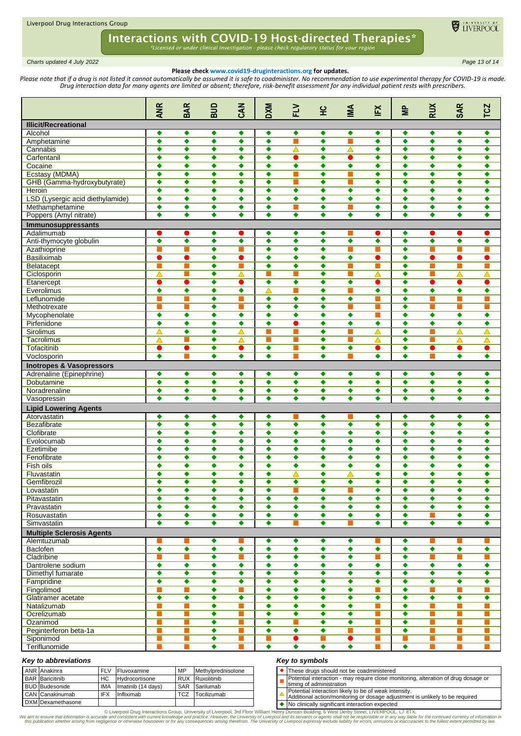# Interactions with COVID-19 Host-directed Therapies*

*\*Licensed or under clinical investigation - please check regulatory status for your region*

*Charts updated 4 July 2022*

**Please check www.covid19-druginteractions.org for updates.**

*Please note that if a drug is not listed it cannot automatically be assumed it is safe to coadminister. No recommendation to use experimental therapy for COVID-19 is made. Drug interaction data for many agents are limited or absent; therefore, risk-benefit assessment for any individual patient rests with prescribers.*

| | ANR | BAR | BUD | CAN | DXM | FLV | HC | IMA | IFX | MP | RUX | SAR | TCZ |
|---|---|---|---|---|---|---|---|---|---|---|---|---|---|
| **Illicit/Recreational** | | | | | | | | | | | | | |
| Alcohol | ◆ | ◆ | ◆ | ◆ | ◆ | ◆ | ◆ | ◆ | ◆ | ◆ | ◆ | ◆ | ◆ |
| Amphetamine | ◆ | ◆ | ◆ | ◆ | ◆ | ■ | ◆ | ■ | ◆ | ◆ | ◆ | ◆ | ◆ |
| Cannabis | ◆ | ◆ | ◆ | ◆ | ◆ | △ | ◆ | △ | ◆ | ◆ | ◆ | ◆ | ◆ |
| Carfentanil | ◆ | ◆ | ◆ | ◆ | ◆ | ● | ◆ | ● | ◆ | ◆ | ◆ | ◆ | ◆ |
| Cocaine | ◆ | ◆ | ◆ | ◆ | ◆ | ◆ | ◆ | ◆ | ◆ | ◆ | ◆ | ◆ | ◆ |
| Ecstasy (MDMA) | ◆ | ◆ | ◆ | ◆ | ◆ | ■ | ◆ | ■ | ◆ | ◆ | ◆ | ◆ | ◆ |
| GHB (Gamma-hydroxybutyrate) | ◆ | ◆ | ◆ | ◆ | ◆ | ■ | ◆ | ■ | ◆ | ◆ | ◆ | ◆ | ◆ |
| Heroin | ◆ | ◆ | ◆ | ◆ | ◆ | ◆ | ◆ | ◆ | ◆ | ◆ | ◆ | ◆ | ◆ |
| LSD (Lysergic acid diethylamide) | ◆ | ◆ | ◆ | ◆ | ◆ | ◆ | ◆ | ◆ | ◆ | ◆ | ◆ | ◆ | ◆ |
| Methamphetamine | ◆ | ◆ | ◆ | ◆ | ◆ | ■ | ◆ | ■ | ◆ | ◆ | ◆ | ◆ | ◆ |
| Poppers (Amyl nitrate) | ◆ | ◆ | ◆ | ◆ | ◆ | ◆ | ◆ | ◆ | ◆ | ◆ | ◆ | ◆ | ◆ |
| **Immunosuppressants** | | | | | | | | | | | | | |
| Adalimumab | ● | ● | ◆ | ● | ◆ | ◆ | ◆ | ■ | ● | ◆ | ● | ● | ● |
| Anti-thymocyte globulin | ◆ | ◆ | ◆ | ◆ | ◆ | ◆ | ◆ | ◆ | ◆ | ◆ | ◆ | ◆ | ◆ |
| Azathioprine | ■ | ■ | ◆ | ■ | ◆ | ◆ | ◆ | ■ | ■ | ◆ | ■ | ■ | ■ |
| Basiliximab | ● | ● | ◆ | ● | ◆ | ◆ | ◆ | ◆ | ● | ◆ | ● | ● | ● |
| Belatacept | ■ | ■ | ◆ | ■ | ◆ | ◆ | ◆ | ■ | ■ | ◆ | ■ | ■ | ■ |
| Ciclosporin | △ | ■ | ◆ | △ | ■ | ■ | ◆ | ■ | △ | ◆ | ■ | △ | △ |
| Etanercept | ● | ● | ◆ | ● | ◆ | ◆ | ◆ | ◆ | ● | ◆ | ● | ● | ● |
| Everolimus | ◆ | ◆ | ◆ | ◆ | △ | ■ | ◆ | ■ | ◆ | ◆ | ◆ | ◆ | ◆ |
| Leflunomide | ■ | ■ | ◆ | ■ | ◆ | ◆ | ◆ | ◆ | ■ | ◆ | ■ | ■ | ■ |
| Methotrexate | ■ | ■ | ◆ | ■ | ◆ | ◆ | ◆ | ■ | ■ | ◆ | ■ | ■ | ■ |
| Mycophenolate | ◆ | ◆ | ◆ | ◆ | ◆ | ◆ | ◆ | ◆ | ■ | ◆ | ◆ | ◆ | ◆ |
| Pirfenidone | ◆ | ◆ | ◆ | ◆ | ◆ | ● | ◆ | ◆ | ◆ | ◆ | ◆ | ◆ | ◆ |
| Sirolimus | △ | ◆ | ◆ | △ | ■ | ■ | ◆ | ■ | △ | ◆ | ■ | △ | △ |
| Tacrolimus | △ | ■ | ◆ | △ | ■ | ■ | ◆ | ■ | △ | ◆ | ■ | △ | △ |
| Tofacitinib | ● | ● | ◆ | ● | ◆ | ■ | ◆ | ◆ | ● | ◆ | ● | ● | ● |
| Voclosporin | ◆ | ■ | ◆ | ◆ | ◆ | ■ | ◆ | ■ | ◆ | ◆ | ■ | ◆ | ◆ |
| **Inotropes & Vasopressors** | | | | | | | | | | | | | |
| Adrenaline (Epinephrine) | ◆ | ◆ | ◆ | ◆ | ◆ | ◆ | ◆ | ◆ | ◆ | ◆ | ◆ | ◆ | ◆ |
| Dobutamine | ◆ | ◆ | ◆ | ◆ | ◆ | ◆ | ◆ | ◆ | ◆ | ◆ | ◆ | ◆ | ◆ |
| Noradrenaline | ◆ | ◆ | ◆ | ◆ | ◆ | ◆ | ◆ | ◆ | ◆ | ◆ | ◆ | ◆ | ◆ |
| Vasopressin | ◆ | ◆ | ◆ | ◆ | ◆ | ◆ | ◆ | ◆ | ◆ | ◆ | ◆ | ◆ | ◆ |
| **Lipid Lowering Agents** | | | | | | | | | | | | | |
| Atorvastatin | ◆ | ◆ | ◆ | ◆ | ◆ | ■ | ◆ | ■ | ◆ | ◆ | ◆ | ◆ | ◆ |
| Bezafibrate | ◆ | ◆ | ◆ | ◆ | ◆ | ◆ | ◆ | ◆ | ◆ | ◆ | ◆ | ◆ | ◆ |
| Clofibrate | ◆ | ◆ | ◆ | ◆ | ◆ | ◆ | ◆ | ◆ | ◆ | ◆ | ◆ | ◆ | ◆ |
| Evolocumab | ◆ | ◆ | ◆ | ◆ | ◆ | ◆ | ◆ | ◆ | ◆ | ◆ | ◆ | ◆ | ◆ |
| Ezetimibe | ◆ | ◆ | ◆ | ◆ | ◆ | ◆ | ◆ | ◆ | ◆ | ◆ | ◆ | ◆ | ◆ |
| Fenofibrate | ◆ | ◆ | ◆ | ◆ | ◆ | ◆ | ◆ | ◆ | ◆ | ◆ | ◆ | ◆ | ◆ |
| Fish oils | ◆ | ◆ | ◆ | ◆ | ◆ | ◆ | ◆ | ◆ | ◆ | ◆ | ◆ | ◆ | ◆ |
| Fluvastatin | ◆ | ◆ | ◆ | ◆ | ◆ | △ | ◆ | △ | ◆ | ◆ | ◆ | ◆ | ◆ |
| Gemfibrozil | ◆ | ◆ | ◆ | ◆ | ◆ | ◆ | ◆ | ◆ | ◆ | ◆ | ◆ | ◆ | ◆ |
| Lovastatin | ◆ | ◆ | ◆ | ◆ | ◆ | ■ | ◆ | ■ | ◆ | ◆ | ◆ | ◆ | ◆ |
| Pitavastatin | ◆ | ◆ | ◆ | ◆ | ◆ | ◆ | ◆ | ◆ | ◆ | ◆ | ◆ | ◆ | ◆ |
| Pravastatin | ◆ | ◆ | ◆ | ◆ | ◆ | ◆ | ◆ | ◆ | ◆ | ◆ | ◆ | ◆ | ◆ |
| Rosuvastatin | ◆ | ◆ | ◆ | ◆ | ◆ | ◆ | ◆ | ◆ | ◆ | ◆ | ■ | ◆ | ◆ |
| Simvastatin | ◆ | ◆ | ◆ | ◆ | ◆ | ■ | ◆ | ■ | ◆ | ◆ | ◆ | ◆ | ◆ |
| **Multiple Sclerosis Agents** | | | | | | | | | | | | | |
| Alemtuzumab | ■ | ■ | ◆ | ■ | ◆ | ◆ | ◆ | ◆ | ■ | ◆ | ■ | ■ | ■ |
| Baclofen | ◆ | ◆ | ◆ | ◆ | ◆ | ◆ | ◆ | ◆ | ◆ | ◆ | ◆ | ◆ | ◆ |
| Cladribine | ■ | ■ | ◆ | ■ | ◆ | ◆ | ◆ | ◆ | ■ | ◆ | ■ | ■ | ■ |
| Dantrolene sodium | ◆ | ◆ | ◆ | ◆ | ◆ | ◆ | ◆ | ◆ | ◆ | ◆ | ◆ | ◆ | ◆ |
| Dimethyl fumarate | ◆ | ◆ | ◆ | ◆ | ◆ | ◆ | ◆ | ◆ | ◆ | ◆ | ◆ | ◆ | ◆ |
| Fampridine | ◆ | ◆ | ◆ | ◆ | ◆ | ◆ | ◆ | ◆ | ◆ | ◆ | ◆ | ◆ | ◆ |
| Fingolimod | ■ | ■ | ◆ | ■ | ◆ | ◆ | ◆ | ◆ | ■ | ◆ | ■ | ■ | ■ |
| Glatiramer acetate | ◆ | ◆ | ◆ | ◆ | ◆ | ◆ | ◆ | ◆ | ◆ | ◆ | ◆ | ◆ | ◆ |
| Natalizumab | ■ | ■ | ◆ | ■ | ◆ | ◆ | ◆ | ◆ | ■ | ◆ | ■ | ■ | ■ |
| Ocrelizumab | ■ | ■ | ◆ | ■ | ◆ | ◆ | ◆ | ◆ | ■ | ◆ | ■ | ■ | ■ |
| Ozanimod | ■ | ■ | ◆ | ■ | ◆ | ■ | ◆ | ◆ | ■ | ◆ | ■ | ■ | ■ |
| Peginterferon beta-1a | ■ | ■ | ◆ | ■ | ◆ | ◆ | ◆ | ■ | ■ | ◆ | ■ | ■ | ■ |
| Siponimod | ■ | ■ | ◆ | ■ | ■ | ● | ■ | ● | ■ | ■ | ■ | ■ | ■ |
| Teriflunomide | ■ | ■ | ◆ | ■ | ◆ | ◆ | ◆ | ◆ | ■ | ◆ | ■ | ■ | ■ |

### Key to abbreviations

| | | | | | |
|---|---|---|---|---|---|
| ANR | Anakinra | FLV | Fluvoxamine | MP | Methylprednisolone |
| BAR | Baricitinib | HC | Hydrocortisone | RUX | Ruxolitinib |
| BUD | Budesonide | IMA | Imatinib (14 days) | SAR | Sarilumab |
| CAN | Canakinumab | IFX | Infliximab | TCZ | Tocilizumab |
| DXM | Dexamethasone | | | | |

### Key to symbols

| Symbol | Meaning |
|---|---|
| ● | These drugs should not be coadministered |
| ■ | Potential interaction - may require close monitoring, alteration of drug dosage or timing of administration |
| △ | Potential interaction likely to be of weak intensity. Additional action/monitoring or dosage adjustment is unlikely to be required |
| ◆ | No clinically significant interaction expected |

© Liverpool Drug Interactions Group, University of Liverpool, 3rd Floor William Henry Duncan Building, 6 West Derby Street, LIVERPOOL, L7 8TX.

*We aim to ensure that information is accurate and consistent with current knowledge and practice. However, the University of Liverpool and its servants or agents shall not be responsible or in any way liable for the continued currency of information in this publication whether arising from negligence or otherwise howsoever or for any consequences arising therefrom. The University of Liverpool expressly exclude liability for errors, omissions or inaccuracies to the fullest extent permitted by law.*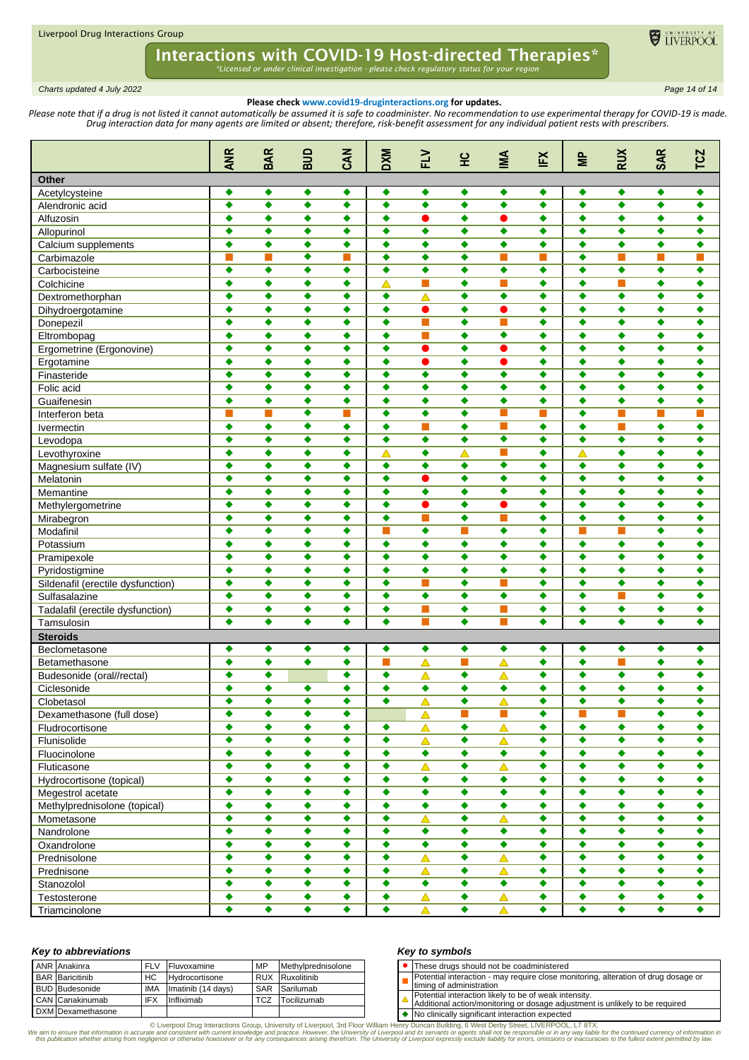Liverpool Drug Interactions Group

# Interactions with COVID-19 Host-directed Therapies*

*Licensed or under clinical investigation - please check regulatory status for your region*

*Charts updated 4 July 2022*

**Please check www.covid19-druginteractions.org for updates.**

*Please note that if a drug is not listed it cannot automatically be assumed it is safe to coadminister. No recommendation to use experimental therapy for COVID-19 is made. Drug interaction data for many agents are limited or absent; therefore, risk-benefit assessment for any individual patient rests with prescribers.*

| | ANR | BAR | BUD | CAN | DXM | FLV | HC | IMA | IFX | MP | RUX | SAR | TCZ |
|---|---|---|---|---|---|---|---|---|---|---|---|---|---|
| **Other** | | | | | | | | | | | | | |
| Acetylcysteine | ◆ | ◆ | ◆ | ◆ | ◆ | ◆ | ◆ | ◆ | ◆ | ◆ | ◆ | ◆ | ◆ |
| Alendronic acid | ◆ | ◆ | ◆ | ◆ | ◆ | ◆ | ◆ | ◆ | ◆ | ◆ | ◆ | ◆ | ◆ |
| Alfuzosin | ◆ | ◆ | ◆ | ◆ | ◆ | ● | ◆ | ● | ◆ | ◆ | ◆ | ◆ | ◆ |
| Allopurinol | ◆ | ◆ | ◆ | ◆ | ◆ | ◆ | ◆ | ◆ | ◆ | ◆ | ◆ | ◆ | ◆ |
| Calcium supplements | ◆ | ◆ | ◆ | ◆ | ◆ | ◆ | ◆ | ◆ | ◆ | ◆ | ◆ | ◆ | ◆ |
| Carbimazole | ■ | ■ | ◆ | ■ | ◆ | ◆ | ◆ | ■ | ■ | ◆ | ■ | ■ | ■ |
| Carbocisteine | ◆ | ◆ | ◆ | ◆ | ◆ | ◆ | ◆ | ◆ | ◆ | ◆ | ◆ | ◆ | ◆ |
| Colchicine | ◆ | ◆ | ◆ | ◆ | △ | ■ | ◆ | ■ | ◆ | ◆ | ■ | ◆ | ◆ |
| Dextromethorphan | ◆ | ◆ | ◆ | ◆ | ◆ | △ | ◆ | ◆ | ◆ | ◆ | ◆ | ◆ | ◆ |
| Dihydroergotamine | ◆ | ◆ | ◆ | ◆ | ◆ | ● | ◆ | ● | ◆ | ◆ | ◆ | ◆ | ◆ |
| Donepezil | ◆ | ◆ | ◆ | ◆ | ◆ | ■ | ◆ | ■ | ◆ | ◆ | ◆ | ◆ | ◆ |
| Eltrombopag | ◆ | ◆ | ◆ | ◆ | ◆ | ■ | ◆ | ◆ | ◆ | ◆ | ◆ | ◆ | ◆ |
| Ergometrine (Ergonovine) | ◆ | ◆ | ◆ | ◆ | ◆ | ● | ◆ | ● | ◆ | ◆ | ◆ | ◆ | ◆ |
| Ergotamine | ◆ | ◆ | ◆ | ◆ | ◆ | ● | ◆ | ● | ◆ | ◆ | ◆ | ◆ | ◆ |
| Finasteride | ◆ | ◆ | ◆ | ◆ | ◆ | ◆ | ◆ | ◆ | ◆ | ◆ | ◆ | ◆ | ◆ |
| Folic acid | ◆ | ◆ | ◆ | ◆ | ◆ | ◆ | ◆ | ◆ | ◆ | ◆ | ◆ | ◆ | ◆ |
| Guaifenesin | ◆ | ◆ | ◆ | ◆ | ◆ | ◆ | ◆ | ◆ | ◆ | ◆ | ◆ | ◆ | ◆ |
| Interferon beta | ■ | ■ | ◆ | ■ | ◆ | ◆ | ◆ | ■ | ■ | ◆ | ■ | ■ | ■ |
| Ivermectin | ◆ | ◆ | ◆ | ◆ | ◆ | ■ | ◆ | ■ | ◆ | ◆ | ■ | ◆ | ◆ |
| Levodopa | ◆ | ◆ | ◆ | ◆ | ◆ | ◆ | ◆ | ◆ | ◆ | ◆ | ◆ | ◆ | ◆ |
| Levothyroxine | ◆ | ◆ | ◆ | ◆ | △ | ◆ | △ | ■ | ◆ | △ | ◆ | ◆ | ◆ |
| Magnesium sulfate (IV) | ◆ | ◆ | ◆ | ◆ | ◆ | ◆ | ◆ | ◆ | ◆ | ◆ | ◆ | ◆ | ◆ |
| Melatonin | ◆ | ◆ | ◆ | ◆ | ◆ | ● | ◆ | ◆ | ◆ | ◆ | ◆ | ◆ | ◆ |
| Memantine | ◆ | ◆ | ◆ | ◆ | ◆ | ◆ | ◆ | ◆ | ◆ | ◆ | ◆ | ◆ | ◆ |
| Methylergometrine | ◆ | ◆ | ◆ | ◆ | ◆ | ● | ◆ | ● | ◆ | ◆ | ◆ | ◆ | ◆ |
| Mirabegron | ◆ | ◆ | ◆ | ◆ | ◆ | ■ | ◆ | ■ | ◆ | ◆ | ◆ | ◆ | ◆ |
| Modafinil | ◆ | ◆ | ◆ | ◆ | ■ | ◆ | ■ | ◆ | ◆ | ■ | ■ | ◆ | ◆ |
| Potassium | ◆ | ◆ | ◆ | ◆ | ◆ | ◆ | ◆ | ◆ | ◆ | ◆ | ◆ | ◆ | ◆ |
| Pramipexole | ◆ | ◆ | ◆ | ◆ | ◆ | ◆ | ◆ | ◆ | ◆ | ◆ | ◆ | ◆ | ◆ |
| Pyridostigmine | ◆ | ◆ | ◆ | ◆ | ◆ | ◆ | ◆ | ◆ | ◆ | ◆ | ◆ | ◆ | ◆ |
| Sildenafil (erectile dysfunction) | ◆ | ◆ | ◆ | ◆ | ◆ | ■ | ◆ | ■ | ◆ | ◆ | ◆ | ◆ | ◆ |
| Sulfasalazine | ◆ | ◆ | ◆ | ◆ | ◆ | ◆ | ◆ | ◆ | ◆ | ◆ | ■ | ◆ | ◆ |
| Tadalafil (erectile dysfunction) | ◆ | ◆ | ◆ | ◆ | ◆ | ■ | ◆ | ■ | ◆ | ◆ | ◆ | ◆ | ◆ |
| Tamsulosin | ◆ | ◆ | ◆ | ◆ | ◆ | ■ | ◆ | ■ | ◆ | ◆ | ◆ | ◆ | ◆ |
| **Steroids** | | | | | | | | | | | | | |
| Beclometasone | ◆ | ◆ | ◆ | ◆ | ◆ | ◆ | ◆ | ◆ | ◆ | ◆ | ◆ | ◆ | ◆ |
| Betamethasone | ◆ | ◆ | ◆ | ◆ | ■ | △ | ■ | △ | ◆ | ◆ | ■ | ◆ | ◆ |
| Budesonide (oral//rectal) | ◆ | ◆ | | ◆ | ◆ | △ | ◆ | △ | ◆ | ◆ | ◆ | ◆ | ◆ |
| Ciclesonide | ◆ | ◆ | ◆ | ◆ | ◆ | ◆ | ◆ | ◆ | ◆ | ◆ | ◆ | ◆ | ◆ |
| Clobetasol | ◆ | ◆ | ◆ | ◆ | ◆ | △ | ◆ | △ | ◆ | ◆ | ◆ | ◆ | ◆ |
| Dexamethasone (full dose) | ◆ | ◆ | ◆ | ◆ | | △ | ■ | ■ | ◆ | ■ | ■ | ◆ | ◆ |
| Fludrocortisone | ◆ | ◆ | ◆ | ◆ | ◆ | △ | ◆ | △ | ◆ | ◆ | ◆ | ◆ | ◆ |
| Flunisolide | ◆ | ◆ | ◆ | ◆ | ◆ | △ | ◆ | △ | ◆ | ◆ | ◆ | ◆ | ◆ |
| Fluocinolone | ◆ | ◆ | ◆ | ◆ | ◆ | ◆ | ◆ | ◆ | ◆ | ◆ | ◆ | ◆ | ◆ |
| Fluticasone | ◆ | ◆ | ◆ | ◆ | ◆ | △ | ◆ | △ | ◆ | ◆ | ◆ | ◆ | ◆ |
| Hydrocortisone (topical) | ◆ | ◆ | ◆ | ◆ | ◆ | ◆ | ◆ | ◆ | ◆ | ◆ | ◆ | ◆ | ◆ |
| Megestrol acetate | ◆ | ◆ | ◆ | ◆ | ◆ | ◆ | ◆ | ◆ | ◆ | ◆ | ◆ | ◆ | ◆ |
| Methylprednisolone (topical) | ◆ | ◆ | ◆ | ◆ | ◆ | ◆ | ◆ | ◆ | ◆ | ◆ | ◆ | ◆ | ◆ |
| Mometasone | ◆ | ◆ | ◆ | ◆ | ◆ | △ | ◆ | △ | ◆ | ◆ | ◆ | ◆ | ◆ |
| Nandrolone | ◆ | ◆ | ◆ | ◆ | ◆ | ◆ | ◆ | ◆ | ◆ | ◆ | ◆ | ◆ | ◆ |
| Oxandrolone | ◆ | ◆ | ◆ | ◆ | ◆ | ◆ | ◆ | ◆ | ◆ | ◆ | ◆ | ◆ | ◆ |
| Prednisolone | ◆ | ◆ | ◆ | ◆ | ◆ | △ | ◆ | △ | ◆ | ◆ | ◆ | ◆ | ◆ |
| Prednisone | ◆ | ◆ | ◆ | ◆ | ◆ | △ | ◆ | △ | ◆ | ◆ | ◆ | ◆ | ◆ |
| Stanozolol | ◆ | ◆ | ◆ | ◆ | ◆ | ◆ | ◆ | ◆ | ◆ | ◆ | ◆ | ◆ | ◆ |
| Testosterone | ◆ | ◆ | ◆ | ◆ | ◆ | △ | ◆ | △ | ◆ | ◆ | ◆ | ◆ | ◆ |
| Triamcinolone | ◆ | ◆ | ◆ | ◆ | ◆ | △ | ◆ | △ | ◆ | ◆ | ◆ | ◆ | ◆ |

### *Key to abbreviations*

| | | | | | |
|---|---|---|---|---|---|
| ANR | Anakinra | FLV | Fluvoxamine | MP | Methylprednisolone |
| BAR | Baricitinib | HC | Hydrocortisone | RUX | Ruxolitinib |
| BUD | Budesonide | IMA | Imatinib (14 days) | SAR | Sarilumab |
| CAN | Canakinumab | IFX | Infliximab | TCZ | Tocilizumab |
| DXM | Dexamethasone | | | | |

### *Key to symbols*

| | |
|---|---|
| ● | These drugs should not be coadministered |
| ■ | Potential interaction - may require close monitoring, alteration of drug dosage or timing of administration |
| △ | Potential interaction likely to be of weak intensity. Additional action/monitoring or dosage adjustment is unlikely to be required |
| ◆ | No clinically significant interaction expected |

© Liverpool Drug Interactions Group, University of Liverpool, 3rd Floor William Henry Duncan Building, 6 West Derby Street, LIVERPOOL, L7 8TX.

*We aim to ensure that information is accurate and consistent with current knowledge and practice. However, the University of Liverpool and its servants or agents shall not be responsible or in any way liable for the continued currency of information in this publication whether arising from negligence or otherwise howsoever or for any consequences arising therefrom. The University of Liverpool expressly exclude liability for errors, omissions or inaccuracies to the fullest extent permitted by law.*